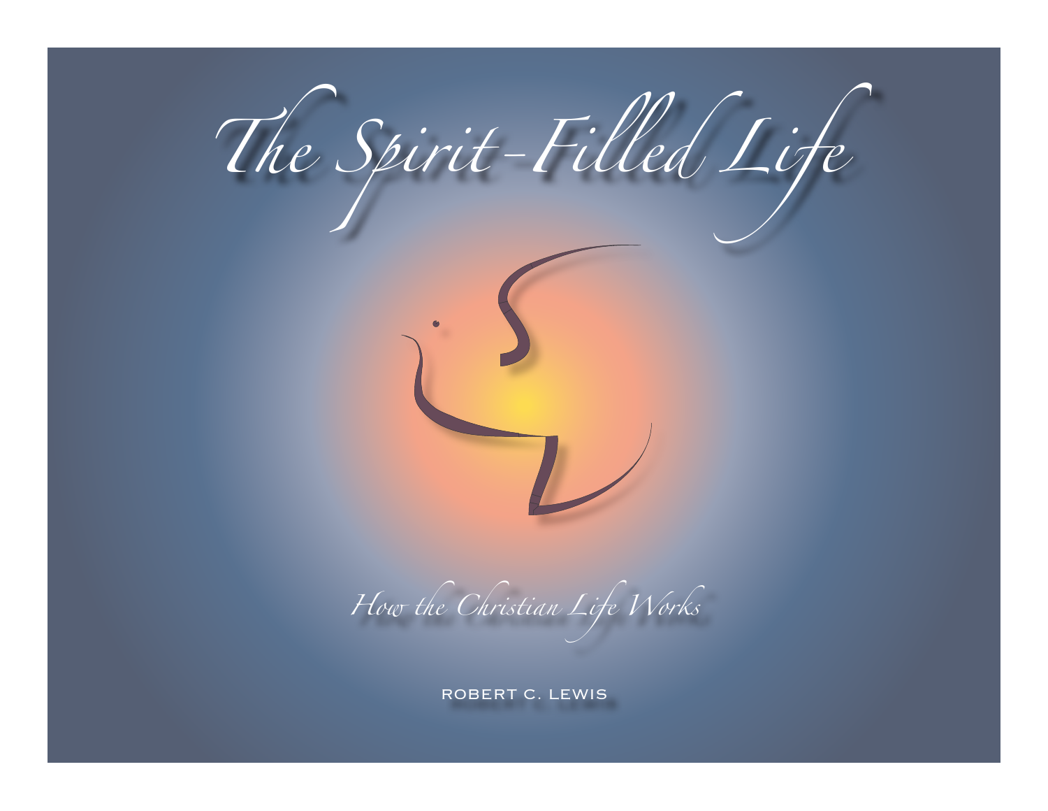# The Spirit-Filled Life

*How the Christian Life Works*

ROBERT C. LEWIS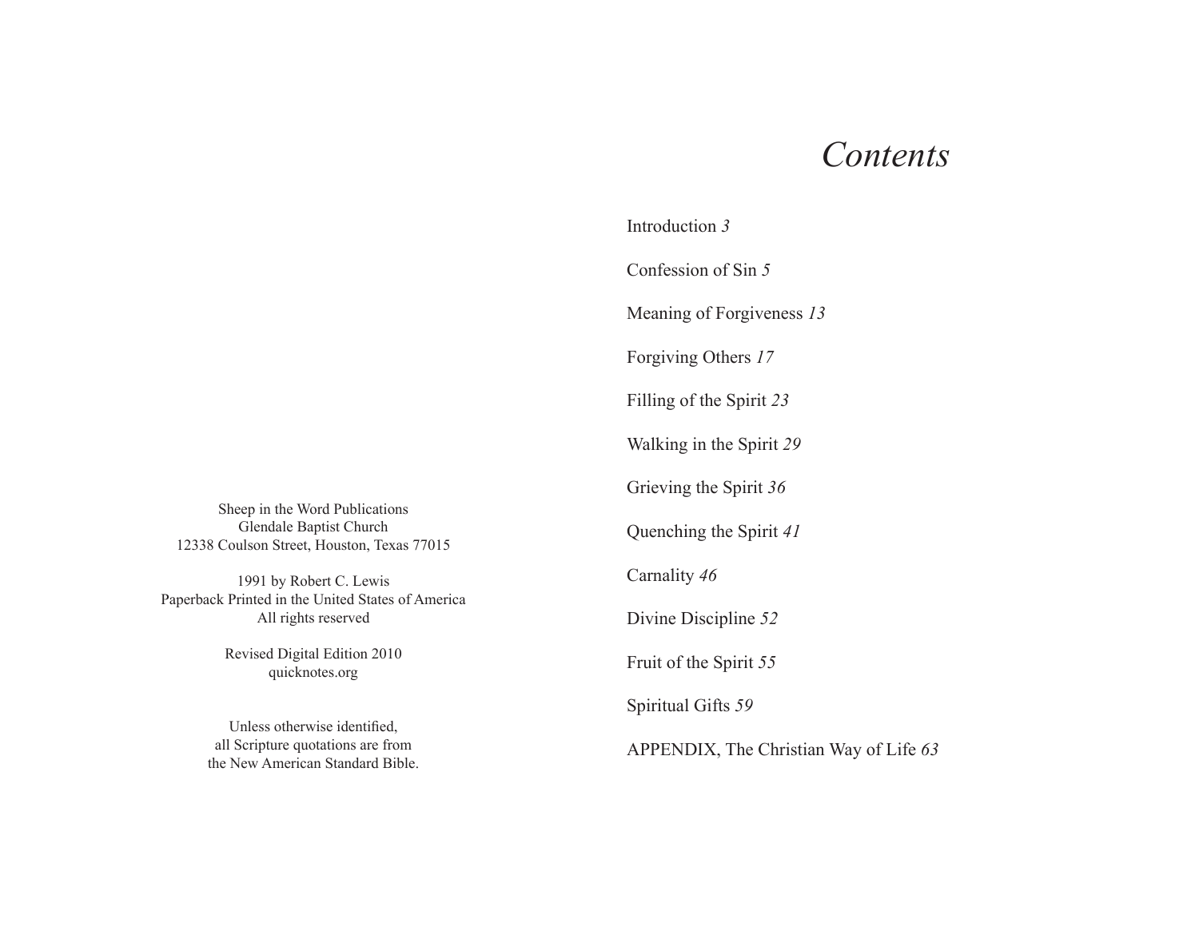Sheep in the Word Publications
Glendale Baptist Church
12338 Coulson Street, Houston, Texas 77015

1991 by Robert C. Lewis
Paperback Printed in the United States of America
All rights reserved

Revised Digital Edition 2010
quicknotes.org

Unless otherwise identified,
all Scripture quotations are from
the New American Standard Bible.

# *Contents*

Introduction *3*

Confession of Sin *5*

Meaning of Forgiveness *13*

Forgiving Others *17*

Filling of the Spirit *23*

Walking in the Spirit *29*

Grieving the Spirit *36*

Quenching the Spirit *41*

Carnality *46*

Divine Discipline *52*

Fruit of the Spirit *55*

Spiritual Gifts *59*

APPENDIX, The Christian Way of Life *63*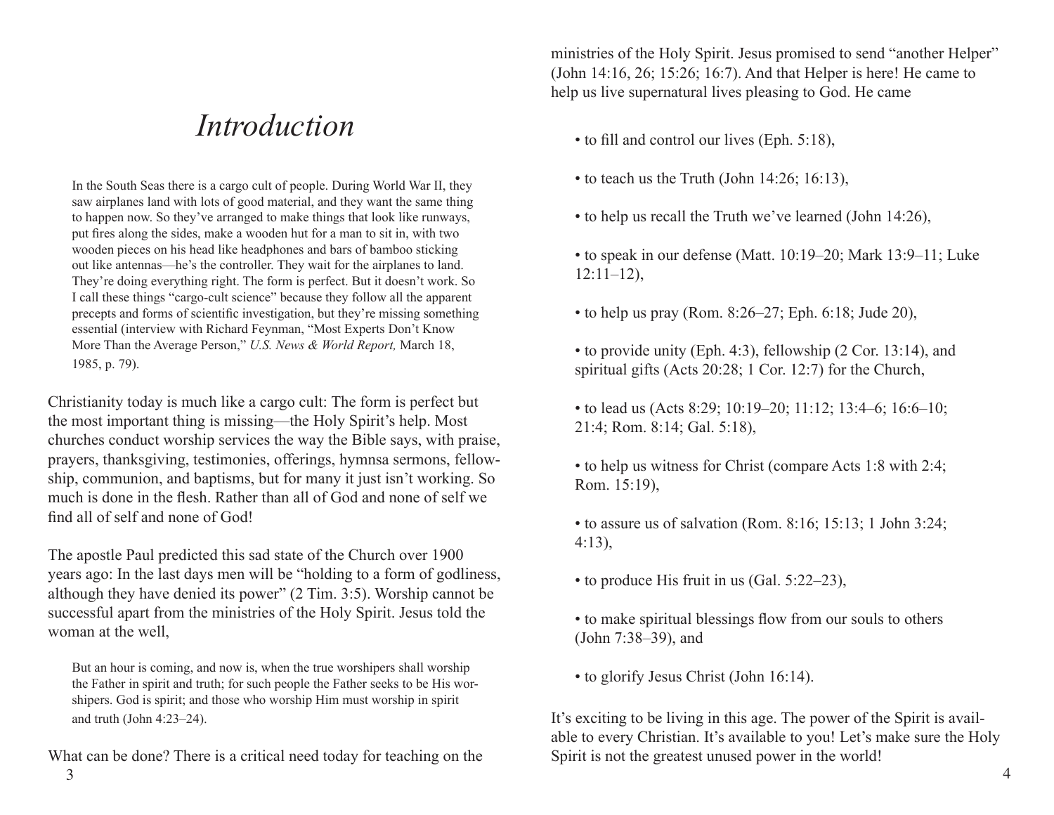# Introduction

> In the South Seas there is a cargo cult of people. During World War II, they saw airplanes land with lots of good material, and they want the same thing to happen now. So they've arranged to make things that look like runways, put fires along the sides, make a wooden hut for a man to sit in, with two wooden pieces on his head like headphones and bars of bamboo sticking out like antennas—he's the controller. They wait for the airplanes to land. They're doing everything right. The form is perfect. But it doesn't work. So I call these things "cargo-cult science" because they follow all the apparent precepts and forms of scientific investigation, but they're missing something essential (interview with Richard Feynman, "Most Experts Don't Know More Than the Average Person," *U.S. News & World Report,* March 18, 1985, p. 79).

Christianity today is much like a cargo cult: The form is perfect but the most important thing is missing—the Holy Spirit's help. Most churches conduct worship services the way the Bible says, with praise, prayers, thanksgiving, testimonies, offerings, hymnsa sermons, fellowship, communion, and baptisms, but for many it just isn't working. So much is done in the flesh. Rather than all of God and none of self we find all of self and none of God!

The apostle Paul predicted this sad state of the Church over 1900 years ago: In the last days men will be "holding to a form of godliness, although they have denied its power" (2 Tim. 3:5). Worship cannot be successful apart from the ministries of the Holy Spirit. Jesus told the woman at the well,

> But an hour is coming, and now is, when the true worshipers shall worship the Father in spirit and truth; for such people the Father seeks to be His worshipers. God is spirit; and those who worship Him must worship in spirit and truth (John 4:23–24).

What can be done? There is a critical need today for teaching on the ministries of the Holy Spirit. Jesus promised to send "another Helper" (John 14:16, 26; 15:26; 16:7). And that Helper is here! He came to help us live supernatural lives pleasing to God. He came

- to fill and control our lives (Eph. 5:18),
- to teach us the Truth (John 14:26; 16:13),
- to help us recall the Truth we've learned (John 14:26),
- to speak in our defense (Matt. 10:19–20; Mark 13:9–11; Luke 12:11–12),
- to help us pray (Rom. 8:26–27; Eph. 6:18; Jude 20),
- to provide unity (Eph. 4:3), fellowship (2 Cor. 13:14), and spiritual gifts (Acts 20:28; 1 Cor. 12:7) for the Church,
- to lead us (Acts 8:29; 10:19–20; 11:12; 13:4–6; 16:6–10; 21:4; Rom. 8:14; Gal. 5:18),
- to help us witness for Christ (compare Acts 1:8 with 2:4; Rom. 15:19),
- to assure us of salvation (Rom. 8:16; 15:13; 1 John 3:24; 4:13),
- to produce His fruit in us (Gal. 5:22–23),
- to make spiritual blessings flow from our souls to others (John 7:38–39), and
- to glorify Jesus Christ (John 16:14).

It's exciting to be living in this age. The power of the Spirit is available to every Christian. It's available to you! Let's make sure the Holy Spirit is not the greatest unused power in the world!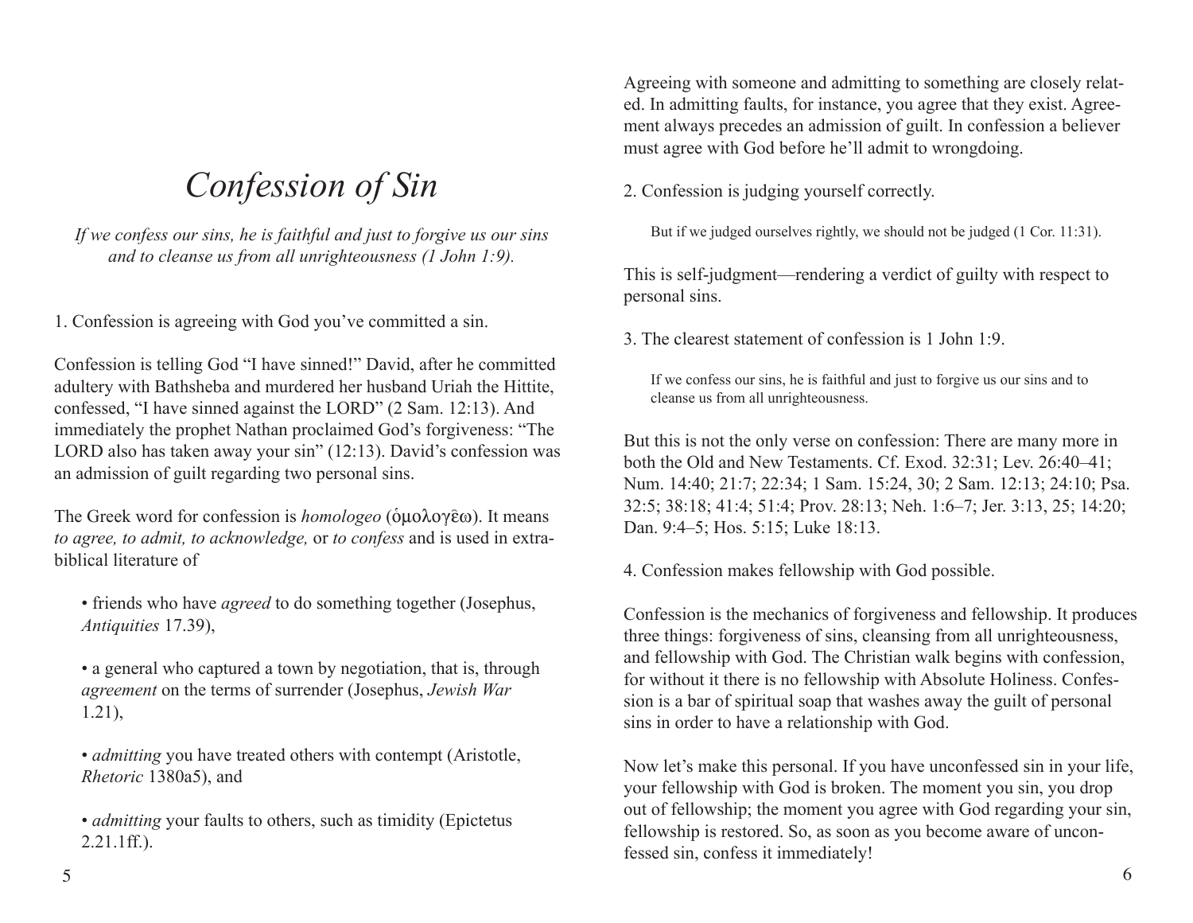# *Confession of Sin*

*If we confess our sins, he is faithful and just to forgive us our sins and to cleanse us from all unrighteousness (1 John 1:9).*

1. Confession is agreeing with God you've committed a sin.

Confession is telling God "I have sinned!" David, after he committed adultery with Bathsheba and murdered her husband Uriah the Hittite, confessed, "I have sinned against the LORD" (2 Sam. 12:13). And immediately the prophet Nathan proclaimed God's forgiveness: "The LORD also has taken away your sin" (12:13). David's confession was an admission of guilt regarding two personal sins.

The Greek word for confession is *homologeo* (ὁμολογέω). It means *to agree, to admit, to acknowledge,* or *to confess* and is used in extra-biblical literature of

- friends who have *agreed* to do something together (Josephus, *Antiquities* 17.39),
- a general who captured a town by negotiation, that is, through *agreement* on the terms of surrender (Josephus, *Jewish War* 1.21),
- *admitting* you have treated others with contempt (Aristotle, *Rhetoric* 1380a5), and
- *admitting* your faults to others, such as timidity (Epictetus 2.21.1ff.).

Agreeing with someone and admitting to something are closely related. In admitting faults, for instance, you agree that they exist. Agreement always precedes an admission of guilt. In confession a believer must agree with God before he'll admit to wrongdoing.

2. Confession is judging yourself correctly.

> But if we judged ourselves rightly, we should not be judged (1 Cor. 11:31).

This is self-judgment—rendering a verdict of guilty with respect to personal sins.

3. The clearest statement of confession is 1 John 1:9.

> If we confess our sins, he is faithful and just to forgive us our sins and to cleanse us from all unrighteousness.

But this is not the only verse on confession: There are many more in both the Old and New Testaments. Cf. Exod. 32:31; Lev. 26:40–41; Num. 14:40; 21:7; 22:34; 1 Sam. 15:24, 30; 2 Sam. 12:13; 24:10; Psa. 32:5; 38:18; 41:4; 51:4; Prov. 28:13; Neh. 1:6–7; Jer. 3:13, 25; 14:20; Dan. 9:4–5; Hos. 5:15; Luke 18:13.

4. Confession makes fellowship with God possible.

Confession is the mechanics of forgiveness and fellowship. It produces three things: forgiveness of sins, cleansing from all unrighteousness, and fellowship with God. The Christian walk begins with confession, for without it there is no fellowship with Absolute Holiness. Confession is a bar of spiritual soap that washes away the guilt of personal sins in order to have a relationship with God.

Now let's make this personal. If you have unconfessed sin in your life, your fellowship with God is broken. The moment you sin, you drop out of fellowship; the moment you agree with God regarding your sin, fellowship is restored. So, as soon as you become aware of unconfessed sin, confess it immediately!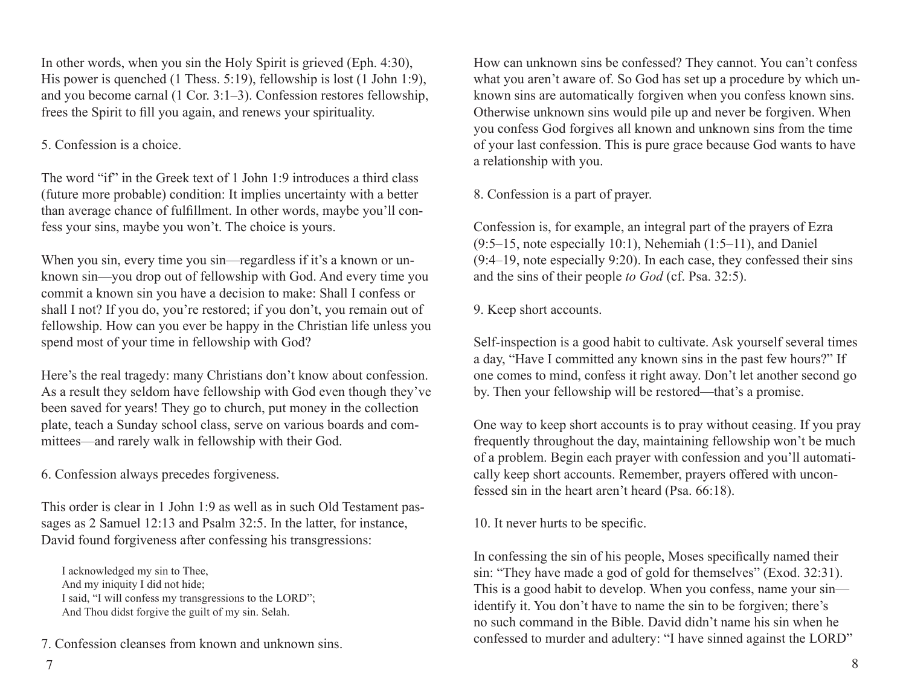In other words, when you sin the Holy Spirit is grieved (Eph. 4:30), His power is quenched (1 Thess. 5:19), fellowship is lost (1 John 1:9), and you become carnal (1 Cor. 3:1–3). Confession restores fellowship, frees the Spirit to fill you again, and renews your spirituality.

5. Confession is a choice.

The word "if" in the Greek text of 1 John 1:9 introduces a third class (future more probable) condition: It implies uncertainty with a better than average chance of fulfillment. In other words, maybe you'll confess your sins, maybe you won't. The choice is yours.

When you sin, every time you sin—regardless if it's a known or unknown sin—you drop out of fellowship with God. And every time you commit a known sin you have a decision to make: Shall I confess or shall I not? If you do, you're restored; if you don't, you remain out of fellowship. How can you ever be happy in the Christian life unless you spend most of your time in fellowship with God?

Here's the real tragedy: many Christians don't know about confession. As a result they seldom have fellowship with God even though they've been saved for years! They go to church, put money in the collection plate, teach a Sunday school class, serve on various boards and committees—and rarely walk in fellowship with their God.

6. Confession always precedes forgiveness.

This order is clear in 1 John 1:9 as well as in such Old Testament passages as 2 Samuel 12:13 and Psalm 32:5. In the latter, for instance, David found forgiveness after confessing his transgressions:

> I acknowledged my sin to Thee,
> And my iniquity I did not hide;
> I said, "I will confess my transgressions to the LORD";
> And Thou didst forgive the guilt of my sin. Selah.

7. Confession cleanses from known and unknown sins.

How can unknown sins be confessed? They cannot. You can't confess what you aren't aware of. So God has set up a procedure by which unknown sins are automatically forgiven when you confess known sins. Otherwise unknown sins would pile up and never be forgiven. When you confess God forgives all known and unknown sins from the time of your last confession. This is pure grace because God wants to have a relationship with you.

8. Confession is a part of prayer.

Confession is, for example, an integral part of the prayers of Ezra (9:5–15, note especially 10:1), Nehemiah (1:5–11), and Daniel (9:4–19, note especially 9:20). In each case, they confessed their sins and the sins of their people *to God* (cf. Psa. 32:5).

9. Keep short accounts.

Self-inspection is a good habit to cultivate. Ask yourself several times a day, "Have I committed any known sins in the past few hours?" If one comes to mind, confess it right away. Don't let another second go by. Then your fellowship will be restored—that's a promise.

One way to keep short accounts is to pray without ceasing. If you pray frequently throughout the day, maintaining fellowship won't be much of a problem. Begin each prayer with confession and you'll automatically keep short accounts. Remember, prayers offered with unconfessed sin in the heart aren't heard (Psa. 66:18).

10. It never hurts to be specific.

In confessing the sin of his people, Moses specifically named their sin: "They have made a god of gold for themselves" (Exod. 32:31). This is a good habit to develop. When you confess, name your sin—identify it. You don't have to name the sin to be forgiven; there's no such command in the Bible. David didn't name his sin when he confessed to murder and adultery: "I have sinned against the LORD"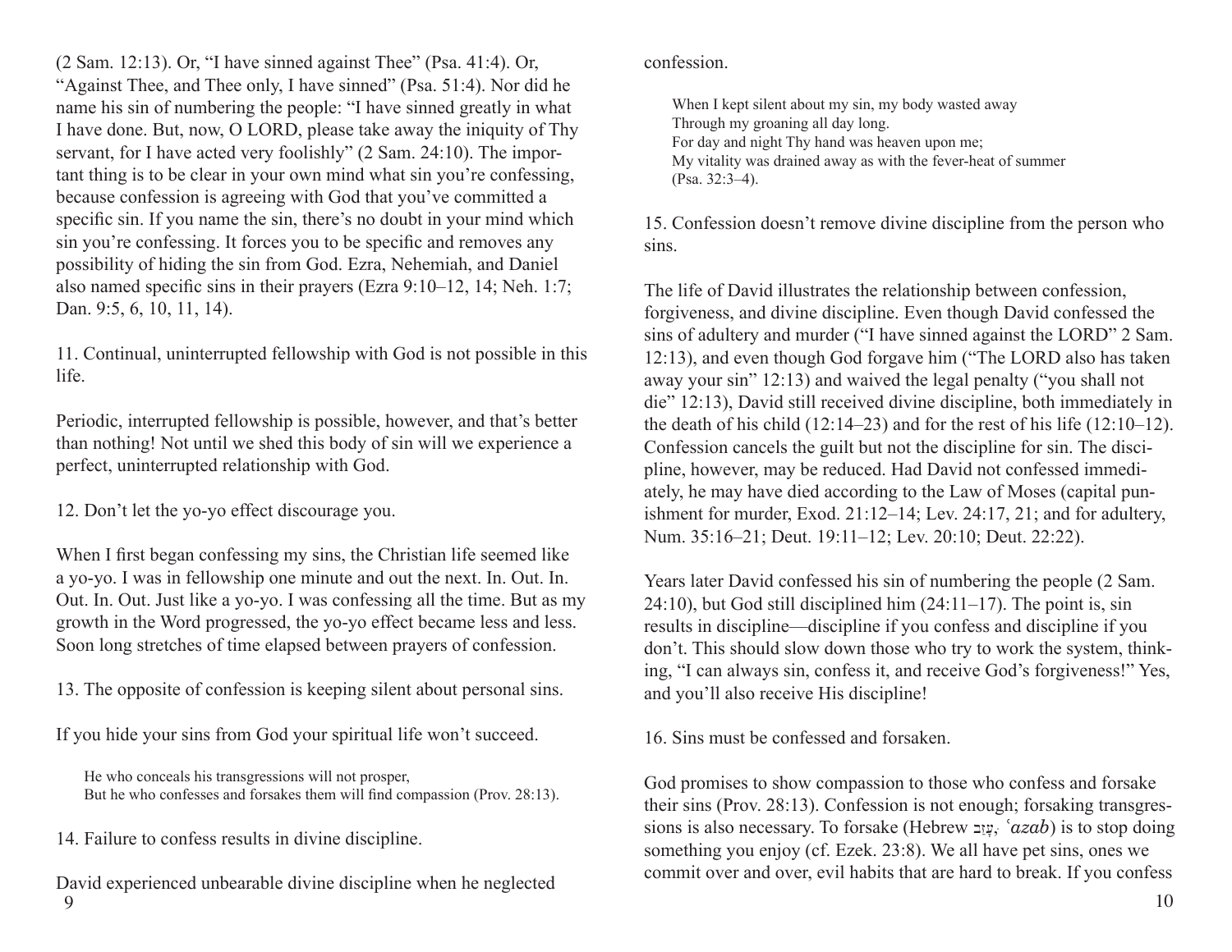(2 Sam. 12:13). Or, "I have sinned against Thee" (Psa. 41:4). Or, "Against Thee, and Thee only, I have sinned" (Psa. 51:4). Nor did he name his sin of numbering the people: "I have sinned greatly in what I have done. But, now, O LORD, please take away the iniquity of Thy servant, for I have acted very foolishly" (2 Sam. 24:10). The important thing is to be clear in your own mind what sin you're confessing, because confession is agreeing with God that you've committed a specific sin. If you name the sin, there's no doubt in your mind which sin you're confessing. It forces you to be specific and removes any possibility of hiding the sin from God. Ezra, Nehemiah, and Daniel also named specific sins in their prayers (Ezra 9:10–12, 14; Neh. 1:7; Dan. 9:5, 6, 10, 11, 14).

11. Continual, uninterrupted fellowship with God is not possible in this life.

Periodic, interrupted fellowship is possible, however, and that's better than nothing! Not until we shed this body of sin will we experience a perfect, uninterrupted relationship with God.

12. Don't let the yo-yo effect discourage you.

When I first began confessing my sins, the Christian life seemed like a yo-yo. I was in fellowship one minute and out the next. In. Out. In. Out. In. Out. Just like a yo-yo. I was confessing all the time. But as my growth in the Word progressed, the yo-yo effect became less and less. Soon long stretches of time elapsed between prayers of confession.

13. The opposite of confession is keeping silent about personal sins.

If you hide your sins from God your spiritual life won't succeed.

> He who conceals his transgressions will not prosper,
> But he who confesses and forsakes them will find compassion (Prov. 28:13).

14. Failure to confess results in divine discipline.

David experienced unbearable divine discipline when he neglected confession.

> When I kept silent about my sin, my body wasted away
> Through my groaning all day long.
> For day and night Thy hand was heaven upon me;
> My vitality was drained away as with the fever-heat of summer
> (Psa. 32:3–4).

15. Confession doesn't remove divine discipline from the person who sins.

The life of David illustrates the relationship between confession, forgiveness, and divine discipline. Even though David confessed the sins of adultery and murder ("I have sinned against the LORD" 2 Sam. 12:13), and even though God forgave him ("The LORD also has taken away your sin" 12:13) and waived the legal penalty ("you shall not die" 12:13), David still received divine discipline, both immediately in the death of his child (12:14–23) and for the rest of his life (12:10–12). Confession cancels the guilt but not the discipline for sin. The discipline, however, may be reduced. Had David not confessed immediately, he may have died according to the Law of Moses (capital punishment for murder, Exod. 21:12–14; Lev. 24:17, 21; and for adultery, Num. 35:16–21; Deut. 19:11–12; Lev. 20:10; Deut. 22:22).

Years later David confessed his sin of numbering the people (2 Sam. 24:10), but God still disciplined him (24:11–17). The point is, sin results in discipline—discipline if you confess and discipline if you don't. This should slow down those who try to work the system, thinking, "I can always sin, confess it, and receive God's forgiveness!" Yes, and you'll also receive His discipline!

16. Sins must be confessed and forsaken.

God promises to show compassion to those who confess and forsake their sins (Prov. 28:13). Confession is not enough; forsaking transgressions is also necessary. To forsake (Hebrew עָזַב, *ʿazab*) is to stop doing something you enjoy (cf. Ezek. 23:8). We all have pet sins, ones we commit over and over, evil habits that are hard to break. If you confess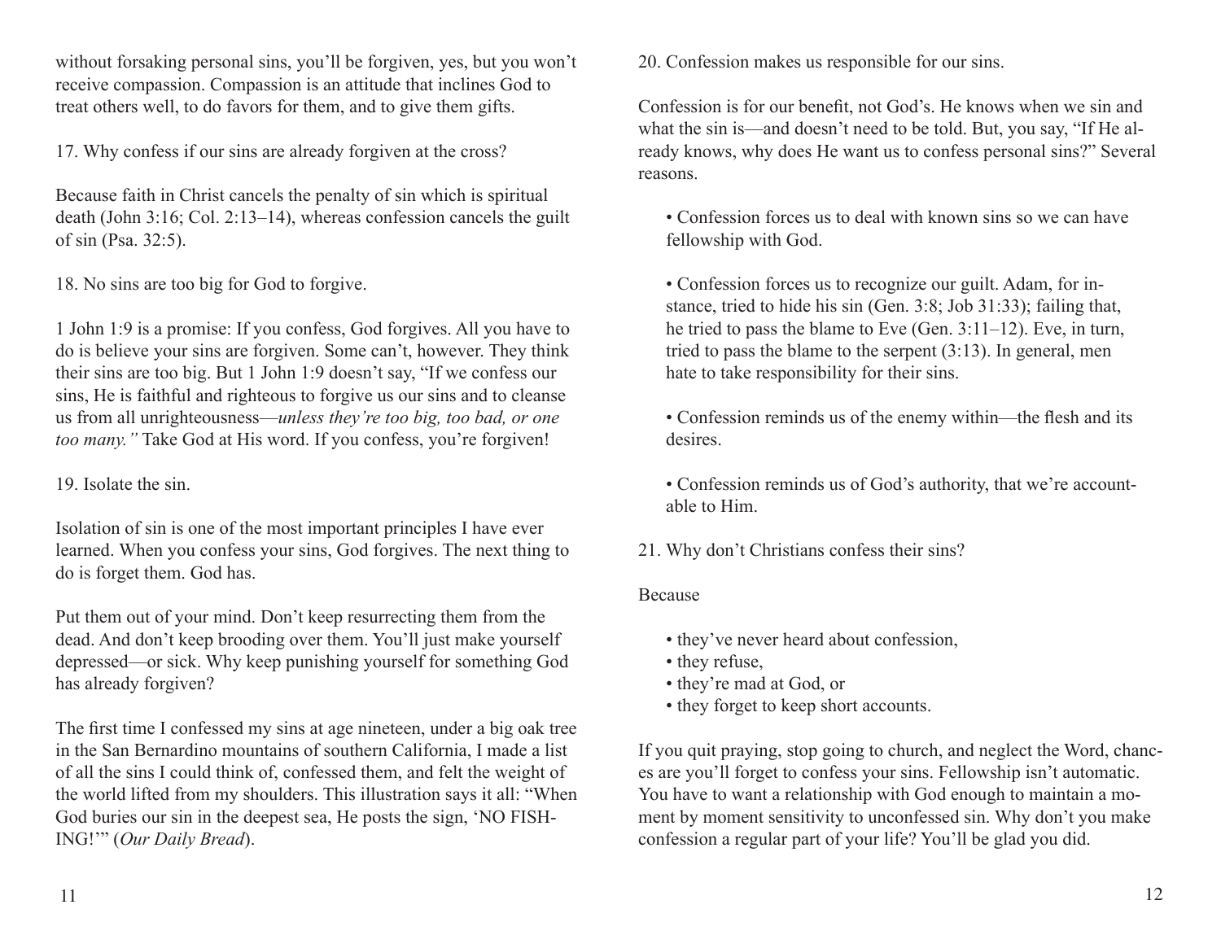without forsaking personal sins, you'll be forgiven, yes, but you won't receive compassion. Compassion is an attitude that inclines God to treat others well, to do favors for them, and to give them gifts.

17. Why confess if our sins are already forgiven at the cross?

Because faith in Christ cancels the penalty of sin which is spiritual death (John 3:16; Col. 2:13–14), whereas confession cancels the guilt of sin (Psa. 32:5).

18. No sins are too big for God to forgive.

1 John 1:9 is a promise: If you confess, God forgives. All you have to do is believe your sins are forgiven. Some can't, however. They think their sins are too big. But 1 John 1:9 doesn't say, "If we confess our sins, He is faithful and righteous to forgive us our sins and to cleanse us from all unrighteousness—*unless they're too big, too bad, or one too many."* Take God at His word. If you confess, you're forgiven!

19. Isolate the sin.

Isolation of sin is one of the most important principles I have ever learned. When you confess your sins, God forgives. The next thing to do is forget them. God has.

Put them out of your mind. Don't keep resurrecting them from the dead. And don't keep brooding over them. You'll just make yourself depressed—or sick. Why keep punishing yourself for something God has already forgiven?

The first time I confessed my sins at age nineteen, under a big oak tree in the San Bernardino mountains of southern California, I made a list of all the sins I could think of, confessed them, and felt the weight of the world lifted from my shoulders. This illustration says it all: "When God buries our sin in the deepest sea, He posts the sign, 'NO FISHING!'" (*Our Daily Bread*).

20. Confession makes us responsible for our sins.

Confession is for our benefit, not God's. He knows when we sin and what the sin is—and doesn't need to be told. But, you say, "If He already knows, why does He want us to confess personal sins?" Several reasons.

- Confession forces us to deal with known sins so we can have fellowship with God.
- Confession forces us to recognize our guilt. Adam, for instance, tried to hide his sin (Gen. 3:8; Job 31:33); failing that, he tried to pass the blame to Eve (Gen. 3:11–12). Eve, in turn, tried to pass the blame to the serpent (3:13). In general, men hate to take responsibility for their sins.
- Confession reminds us of the enemy within—the flesh and its desires.
- Confession reminds us of God's authority, that we're accountable to Him.

21. Why don't Christians confess their sins?

Because

- they've never heard about confession,
- they refuse,
- they're mad at God, or
- they forget to keep short accounts.

If you quit praying, stop going to church, and neglect the Word, chances are you'll forget to confess your sins. Fellowship isn't automatic. You have to want a relationship with God enough to maintain a moment by moment sensitivity to unconfessed sin. Why don't you make confession a regular part of your life? You'll be glad you did.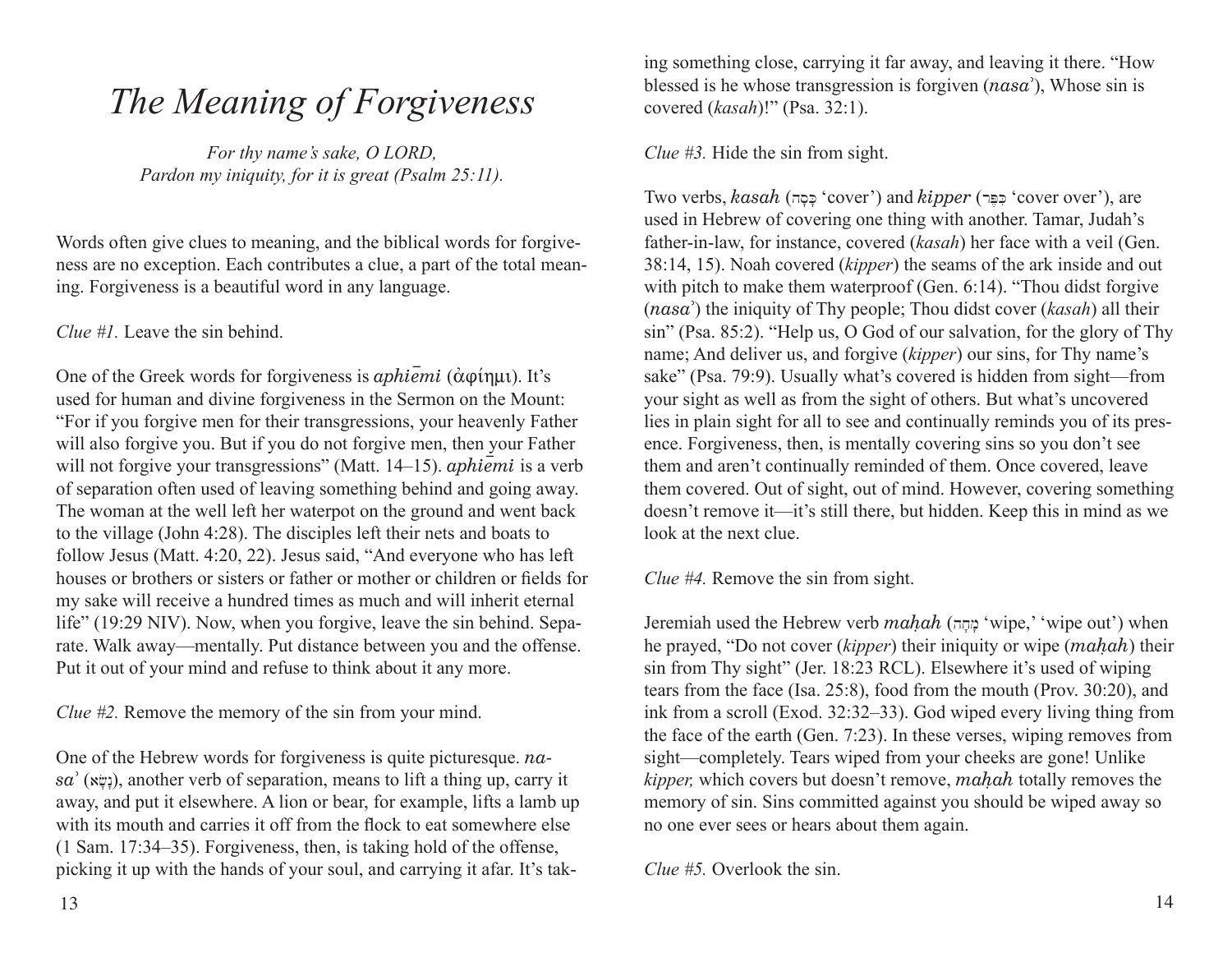# *The Meaning of Forgiveness*

*For thy name's sake, O LORD,*
*Pardon my iniquity, for it is great (Psalm 25:11).*

Words often give clues to meaning, and the biblical words for forgiveness are no exception. Each contributes a clue, a part of the total meaning. Forgiveness is a beautiful word in any language.

*Clue #1.* Leave the sin behind.

One of the Greek words for forgiveness is *aphiēmi* (ἀφίημι). It's used for human and divine forgiveness in the Sermon on the Mount: "For if you forgive men for their transgressions, your heavenly Father will also forgive you. But if you do not forgive men, then your Father will not forgive your transgressions" (Matt. 14–15). *aphiēmi* is a verb of separation often used of leaving something behind and going away. The woman at the well left her waterpot on the ground and went back to the village (John 4:28). The disciples left their nets and boats to follow Jesus (Matt. 4:20, 22). Jesus said, "And everyone who has left houses or brothers or sisters or father or mother or children or fields for my sake will receive a hundred times as much and will inherit eternal life" (19:29 NIV). Now, when you forgive, leave the sin behind. Separate. Walk away—mentally. Put distance between you and the offense. Put it out of your mind and refuse to think about it any more.

*Clue #2.* Remove the memory of the sin from your mind.

One of the Hebrew words for forgiveness is quite picturesque. *nasa'* (נָשָׂא), another verb of separation, means to lift a thing up, carry it away, and put it elsewhere. A lion or bear, for example, lifts a lamb up with its mouth and carries it off from the flock to eat somewhere else (1 Sam. 17:34–35). Forgiveness, then, is taking hold of the offense, picking it up with the hands of your soul, and carrying it afar. It's taking something close, carrying it far away, and leaving it there. "How blessed is he whose transgression is forgiven (*nasa'*), Whose sin is covered (*kasah*)!" (Psa. 32:1).

*Clue #3.* Hide the sin from sight.

Two verbs, *kasah* (כָּסָה 'cover') and *kipper* (כִּפֵּר 'cover over'), are used in Hebrew of covering one thing with another. Tamar, Judah's father-in-law, for instance, covered (*kasah*) her face with a veil (Gen. 38:14, 15). Noah covered (*kipper*) the seams of the ark inside and out with pitch to make them waterproof (Gen. 6:14). "Thou didst forgive (*nasa'*) the iniquity of Thy people; Thou didst cover (*kasah*) all their sin" (Psa. 85:2). "Help us, O God of our salvation, for the glory of Thy name; And deliver us, and forgive (*kipper*) our sins, for Thy name's sake" (Psa. 79:9). Usually what's covered is hidden from sight—from your sight as well as from the sight of others. But what's uncovered lies in plain sight for all to see and continually reminds you of its presence. Forgiveness, then, is mentally covering sins so you don't see them and aren't continually reminded of them. Once covered, leave them covered. Out of sight, out of mind. However, covering something doesn't remove it—it's still there, but hidden. Keep this in mind as we look at the next clue.

*Clue #4.* Remove the sin from sight.

Jeremiah used the Hebrew verb *maḥah* (מָחָה 'wipe,' 'wipe out') when he prayed, "Do not cover (*kipper*) their iniquity or wipe (*maḥah*) their sin from Thy sight" (Jer. 18:23 RCL). Elsewhere it's used of wiping tears from the face (Isa. 25:8), food from the mouth (Prov. 30:20), and ink from a scroll (Exod. 32:32–33). God wiped every living thing from the face of the earth (Gen. 7:23). In these verses, wiping removes from sight—completely. Tears wiped from your cheeks are gone! Unlike *kipper,* which covers but doesn't remove, *maḥah* totally removes the memory of sin. Sins committed against you should be wiped away so no one ever sees or hears about them again.

*Clue #5.* Overlook the sin.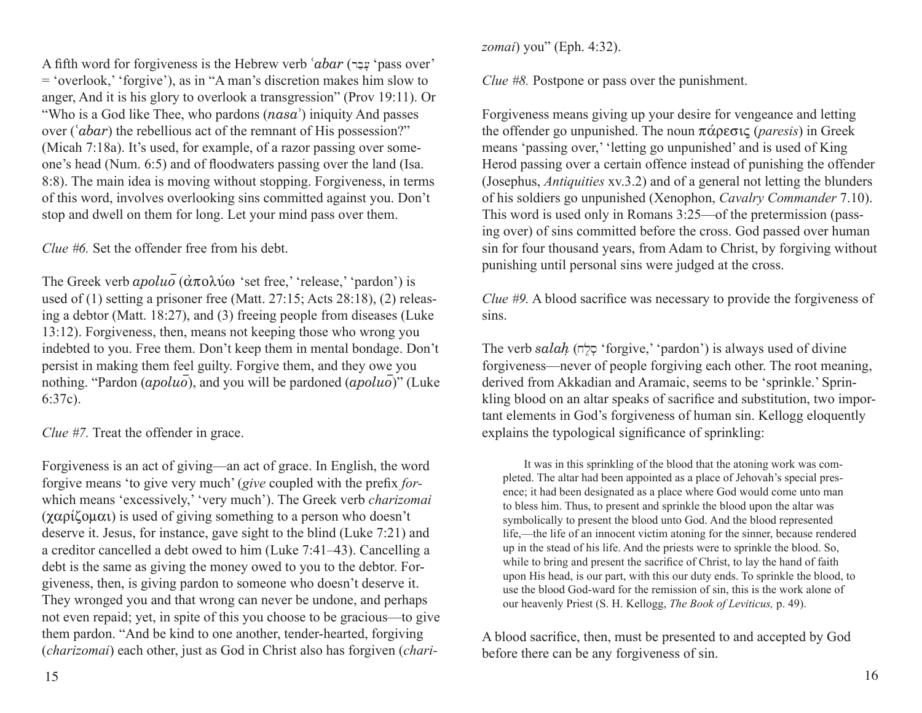A fifth word for forgiveness is the Hebrew verb *ʿabar* (עָבַר 'pass over' = 'overlook,' 'forgive'), as in "A man's discretion makes him slow to anger, And it is his glory to overlook a transgression" (Prov 19:11). Or "Who is a God like Thee, who pardons (*nasaʾ*) iniquity And passes over (*ʿabar*) the rebellious act of the remnant of His possession?" (Micah 7:18a). It's used, for example, of a razor passing over someone's head (Num. 6:5) and of floodwaters passing over the land (Isa. 8:8). The main idea is moving without stopping. Forgiveness, in terms of this word, involves overlooking sins committed against you. Don't stop and dwell on them for long. Let your mind pass over them.

*Clue #6.* Set the offender free from his debt.

The Greek verb *apolūō* (ἀπολύω 'set free,' 'release,' 'pardon') is used of (1) setting a prisoner free (Matt. 27:15; Acts 28:18), (2) releasing a debtor (Matt. 18:27), and (3) freeing people from diseases (Luke 13:12). Forgiveness, then, means not keeping those who wrong you indebted to you. Free them. Don't keep them in mental bondage. Don't persist in making them feel guilty. Forgive them, and they owe you nothing. "Pardon (*apolūō*), and you will be pardoned (*apolūō*)" (Luke 6:37c).

*Clue #7.* Treat the offender in grace.

Forgiveness is an act of giving—an act of grace. In English, the word forgive means 'to give very much' (*give* coupled with the prefix *for-* which means 'excessively,' 'very much'). The Greek verb *charizomai* (χαρίζομαι) is used of giving something to a person who doesn't deserve it. Jesus, for instance, gave sight to the blind (Luke 7:21) and a creditor cancelled a debt owed to him (Luke 7:41–43). Cancelling a debt is the same as giving the money owed to you to the debtor. Forgiveness, then, is giving pardon to someone who doesn't deserve it. They wronged you and that wrong can never be undone, and perhaps not even repaid; yet, in spite of this you choose to be gracious—to give them pardon. "And be kind to one another, tender-hearted, forgiving (*charizomai*) each other, just as God in Christ also has forgiven (*charizomai*) you" (Eph. 4:32).

*Clue #8.* Postpone or pass over the punishment.

Forgiveness means giving up your desire for vengeance and letting the offender go unpunished. The noun πάρεσις (*paresis*) in Greek means 'passing over,' 'letting go unpunished' and is used of King Herod passing over a certain offence instead of punishing the offender (Josephus, *Antiquities* xv.3.2) and of a general not letting the blunders of his soldiers go unpunished (Xenophon, *Cavalry Commander* 7.10). This word is used only in Romans 3:25—of the pretermission (passing over) of sins committed before the cross. God passed over human sin for four thousand years, from Adam to Christ, by forgiving without punishing until personal sins were judged at the cross.

*Clue #9.* A blood sacrifice was necessary to provide the forgiveness of sins.

The verb *salaḥ* (סָלַח 'forgive,' 'pardon') is always used of divine forgiveness—never of people forgiving each other. The root meaning, derived from Akkadian and Aramaic, seems to be 'sprinkle.' Sprinkling blood on an altar speaks of sacrifice and substitution, two important elements in God's forgiveness of human sin. Kellogg eloquently explains the typological significance of sprinkling:

> It was in this sprinkling of the blood that the atoning work was completed. The altar had been appointed as a place of Jehovah's special presence; it had been designated as a place where God would come unto man to bless him. Thus, to present and sprinkle the blood upon the altar was symbolically to present the blood unto God. And the blood represented life,—the life of an innocent victim atoning for the sinner, because rendered up in the stead of his life. And the priests were to sprinkle the blood. So, while to bring and present the sacrifice of Christ, to lay the hand of faith upon His head, is our part, with this our duty ends. To sprinkle the blood, to use the blood God-ward for the remission of sin, this is the work alone of our heavenly Priest (S. H. Kellogg, *The Book of Leviticus,* p. 49).

A blood sacrifice, then, must be presented to and accepted by God before there can be any forgiveness of sin.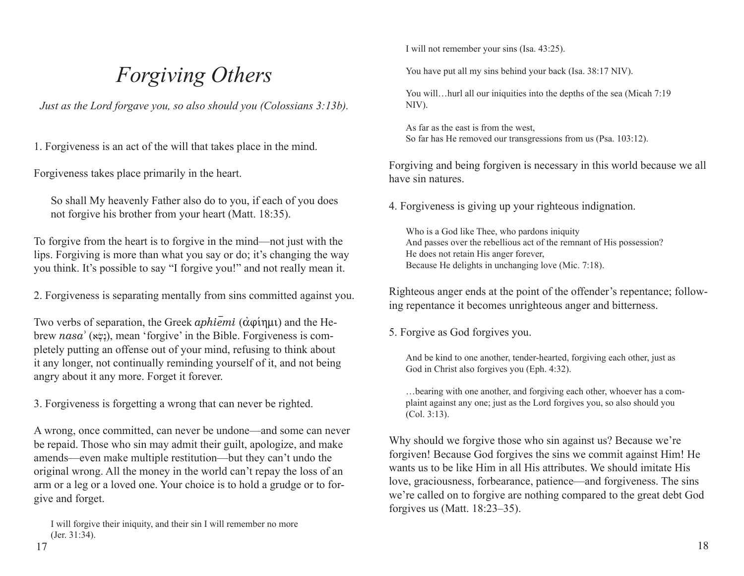# Forgiving Others

*Just as the Lord forgave you, so also should you (Colossians 3:13b).*

1. Forgiveness is an act of the will that takes place in the mind.

Forgiveness takes place primarily in the heart.

> So shall My heavenly Father also do to you, if each of you does not forgive his brother from your heart (Matt. 18:35).

To forgive from the heart is to forgive in the mind—not just with the lips. Forgiving is more than what you say or do; it's changing the way you think. It's possible to say "I forgive you!" and not really mean it.

2. Forgiveness is separating mentally from sins committed against you.

Two verbs of separation, the Greek *aphiēmi* (ἀφίημι) and the Hebrew *nasa*ʾ (נָשָׂא), mean 'forgive' in the Bible. Forgiveness is completely putting an offense out of your mind, refusing to think about it any longer, not continually reminding yourself of it, and not being angry about it any more. Forget it forever.

3. Forgiveness is forgetting a wrong that can never be righted.

A wrong, once committed, can never be undone—and some can never be repaid. Those who sin may admit their guilt, apologize, and make amends—even make multiple restitution—but they can't undo the original wrong. All the money in the world can't repay the loss of an arm or a leg or a loved one. Your choice is to hold a grudge or to forgive and forget.

> I will forgive their iniquity, and their sin I will remember no more (Jer. 31:34).
>
> I will not remember your sins (Isa. 43:25).
>
> You have put all my sins behind your back (Isa. 38:17 NIV).
>
> You will…hurl all our iniquities into the depths of the sea (Micah 7:19 NIV).
>
> As far as the east is from the west,
> So far has He removed our transgressions from us (Psa. 103:12).

Forgiving and being forgiven is necessary in this world because we all have sin natures.

4. Forgiveness is giving up your righteous indignation.

> Who is a God like Thee, who pardons iniquity
> And passes over the rebellious act of the remnant of His possession?
> He does not retain His anger forever,
> Because He delights in unchanging love (Mic. 7:18).

Righteous anger ends at the point of the offender's repentance; following repentance it becomes unrighteous anger and bitterness.

5. Forgive as God forgives you.

> And be kind to one another, tender-hearted, forgiving each other, just as God in Christ also forgives you (Eph. 4:32).
>
> …bearing with one another, and forgiving each other, whoever has a complaint against any one; just as the Lord forgives you, so also should you (Col. 3:13).

Why should we forgive those who sin against us? Because we're forgiven! Because God forgives the sins we commit against Him! He wants us to be like Him in all His attributes. We should imitate His love, graciousness, forbearance, patience—and forgiveness. The sins we're called on to forgive are nothing compared to the great debt God forgives us (Matt. 18:23–35).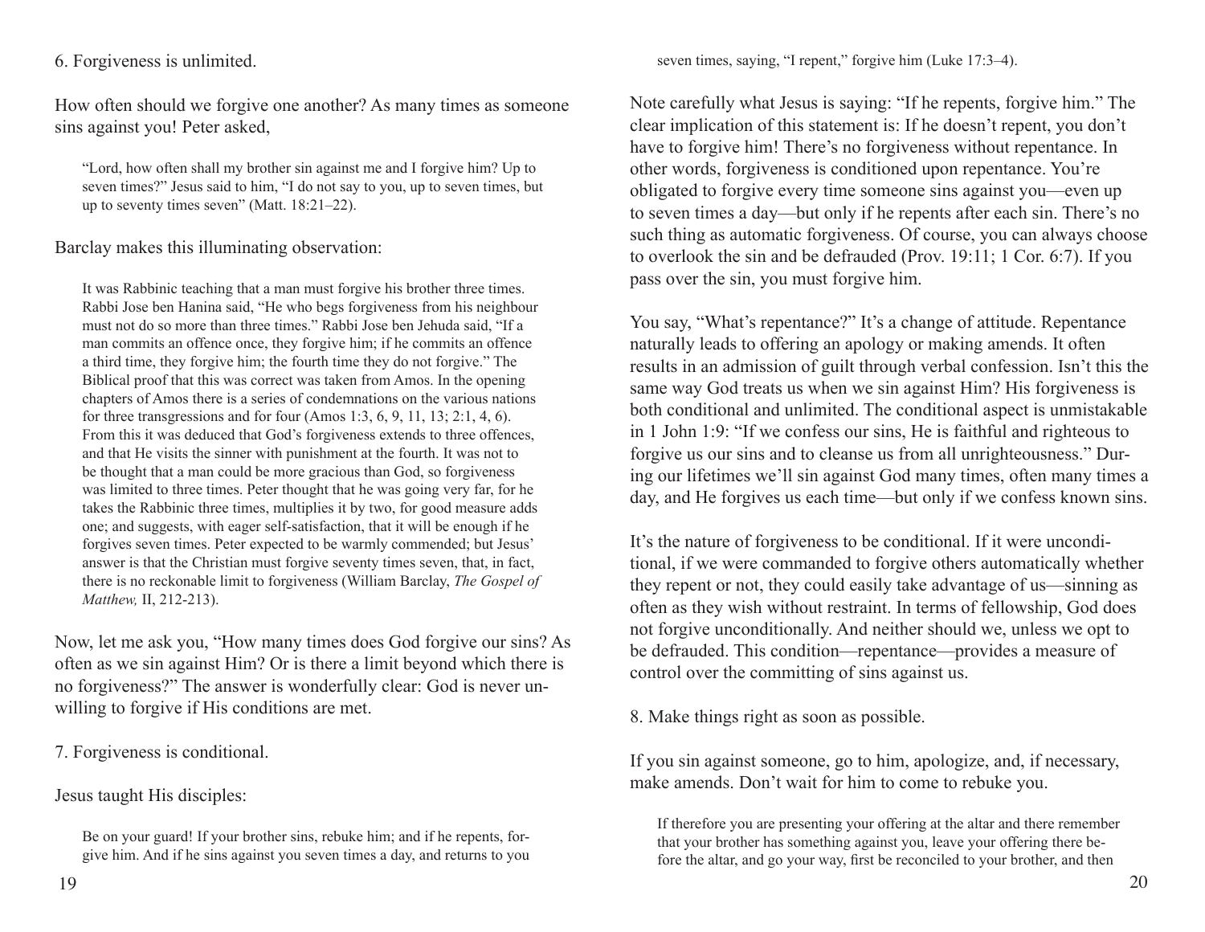6. Forgiveness is unlimited.

How often should we forgive one another? As many times as someone sins against you! Peter asked,

> "Lord, how often shall my brother sin against me and I forgive him? Up to seven times?" Jesus said to him, "I do not say to you, up to seven times, but up to seventy times seven" (Matt. 18:21–22).

Barclay makes this illuminating observation:

> It was Rabbinic teaching that a man must forgive his brother three times. Rabbi Jose ben Hanina said, "He who begs forgiveness from his neighbour must not do so more than three times." Rabbi Jose ben Jehuda said, "If a man commits an offence once, they forgive him; if he commits an offence a third time, they forgive him; the fourth time they do not forgive." The Biblical proof that this was correct was taken from Amos. In the opening chapters of Amos there is a series of condemnations on the various nations for three transgressions and for four (Amos 1:3, 6, 9, 11, 13; 2:1, 4, 6). From this it was deduced that God's forgiveness extends to three offences, and that He visits the sinner with punishment at the fourth. It was not to be thought that a man could be more gracious than God, so forgiveness was limited to three times. Peter thought that he was going very far, for he takes the Rabbinic three times, multiplies it by two, for good measure adds one; and suggests, with eager self-satisfaction, that it will be enough if he forgives seven times. Peter expected to be warmly commended; but Jesus' answer is that the Christian must forgive seventy times seven, that, in fact, there is no reckonable limit to forgiveness (William Barclay, *The Gospel of Matthew,* II, 212-213).

Now, let me ask you, "How many times does God forgive our sins? As often as we sin against Him? Or is there a limit beyond which there is no forgiveness?" The answer is wonderfully clear: God is never unwilling to forgive if His conditions are met.

7. Forgiveness is conditional.

Jesus taught His disciples:

> Be on your guard! If your brother sins, rebuke him; and if he repents, forgive him. And if he sins against you seven times a day, and returns to you seven times, saying, "I repent," forgive him (Luke 17:3–4).

Note carefully what Jesus is saying: "If he repents, forgive him." The clear implication of this statement is: If he doesn't repent, you don't have to forgive him! There's no forgiveness without repentance. In other words, forgiveness is conditioned upon repentance. You're obligated to forgive every time someone sins against you—even up to seven times a day—but only if he repents after each sin. There's no such thing as automatic forgiveness. Of course, you can always choose to overlook the sin and be defrauded (Prov. 19:11; 1 Cor. 6:7). If you pass over the sin, you must forgive him.

You say, "What's repentance?" It's a change of attitude. Repentance naturally leads to offering an apology or making amends. It often results in an admission of guilt through verbal confession. Isn't this the same way God treats us when we sin against Him? His forgiveness is both conditional and unlimited. The conditional aspect is unmistakable in 1 John 1:9: "If we confess our sins, He is faithful and righteous to forgive us our sins and to cleanse us from all unrighteousness." During our lifetimes we'll sin against God many times, often many times a day, and He forgives us each time—but only if we confess known sins.

It's the nature of forgiveness to be conditional. If it were unconditional, if we were commanded to forgive others automatically whether they repent or not, they could easily take advantage of us—sinning as often as they wish without restraint. In terms of fellowship, God does not forgive unconditionally. And neither should we, unless we opt to be defrauded. This condition—repentance—provides a measure of control over the committing of sins against us.

8. Make things right as soon as possible.

If you sin against someone, go to him, apologize, and, if necessary, make amends. Don't wait for him to come to rebuke you.

> If therefore you are presenting your offering at the altar and there remember that your brother has something against you, leave your offering there before the altar, and go your way, first be reconciled to your brother, and then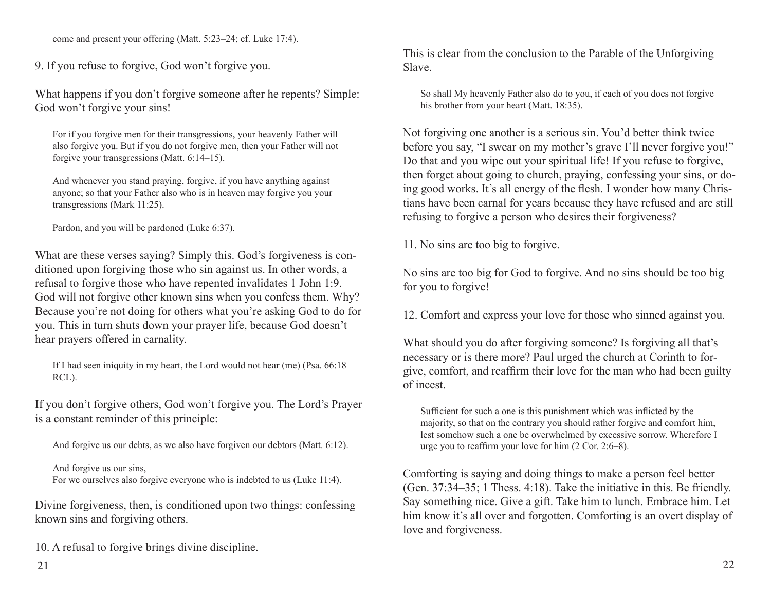come and present your offering (Matt. 5:23–24; cf. Luke 17:4).

9. If you refuse to forgive, God won't forgive you.

What happens if you don't forgive someone after he repents? Simple: God won't forgive your sins!

> For if you forgive men for their transgressions, your heavenly Father will also forgive you. But if you do not forgive men, then your Father will not forgive your transgressions (Matt. 6:14–15).

> And whenever you stand praying, forgive, if you have anything against anyone; so that your Father also who is in heaven may forgive you your transgressions (Mark 11:25).

> Pardon, and you will be pardoned (Luke 6:37).

What are these verses saying? Simply this. God's forgiveness is conditioned upon forgiving those who sin against us. In other words, a refusal to forgive those who have repented invalidates 1 John 1:9. God will not forgive other known sins when you confess them. Why? Because you're not doing for others what you're asking God to do for you. This in turn shuts down your prayer life, because God doesn't hear prayers offered in carnality.

> If I had seen iniquity in my heart, the Lord would not hear (me) (Psa. 66:18 RCL).

If you don't forgive others, God won't forgive you. The Lord's Prayer is a constant reminder of this principle:

> And forgive us our debts, as we also have forgiven our debtors (Matt. 6:12).

> And forgive us our sins,
> For we ourselves also forgive everyone who is indebted to us (Luke 11:4).

Divine forgiveness, then, is conditioned upon two things: confessing known sins and forgiving others.

10. A refusal to forgive brings divine discipline.

This is clear from the conclusion to the Parable of the Unforgiving Slave.

> So shall My heavenly Father also do to you, if each of you does not forgive his brother from your heart (Matt. 18:35).

Not forgiving one another is a serious sin. You'd better think twice before you say, "I swear on my mother's grave I'll never forgive you!" Do that and you wipe out your spiritual life! If you refuse to forgive, then forget about going to church, praying, confessing your sins, or doing good works. It's all energy of the flesh. I wonder how many Christians have been carnal for years because they have refused and are still refusing to forgive a person who desires their forgiveness?

11. No sins are too big to forgive.

No sins are too big for God to forgive. And no sins should be too big for you to forgive!

12. Comfort and express your love for those who sinned against you.

What should you do after forgiving someone? Is forgiving all that's necessary or is there more? Paul urged the church at Corinth to forgive, comfort, and reaffirm their love for the man who had been guilty of incest.

> Sufficient for such a one is this punishment which was inflicted by the majority, so that on the contrary you should rather forgive and comfort him, lest somehow such a one be overwhelmed by excessive sorrow. Wherefore I urge you to reaffirm your love for him (2 Cor. 2:6–8).

Comforting is saying and doing things to make a person feel better (Gen. 37:34–35; 1 Thess. 4:18). Take the initiative in this. Be friendly. Say something nice. Give a gift. Take him to lunch. Embrace him. Let him know it's all over and forgotten. Comforting is an overt display of love and forgiveness.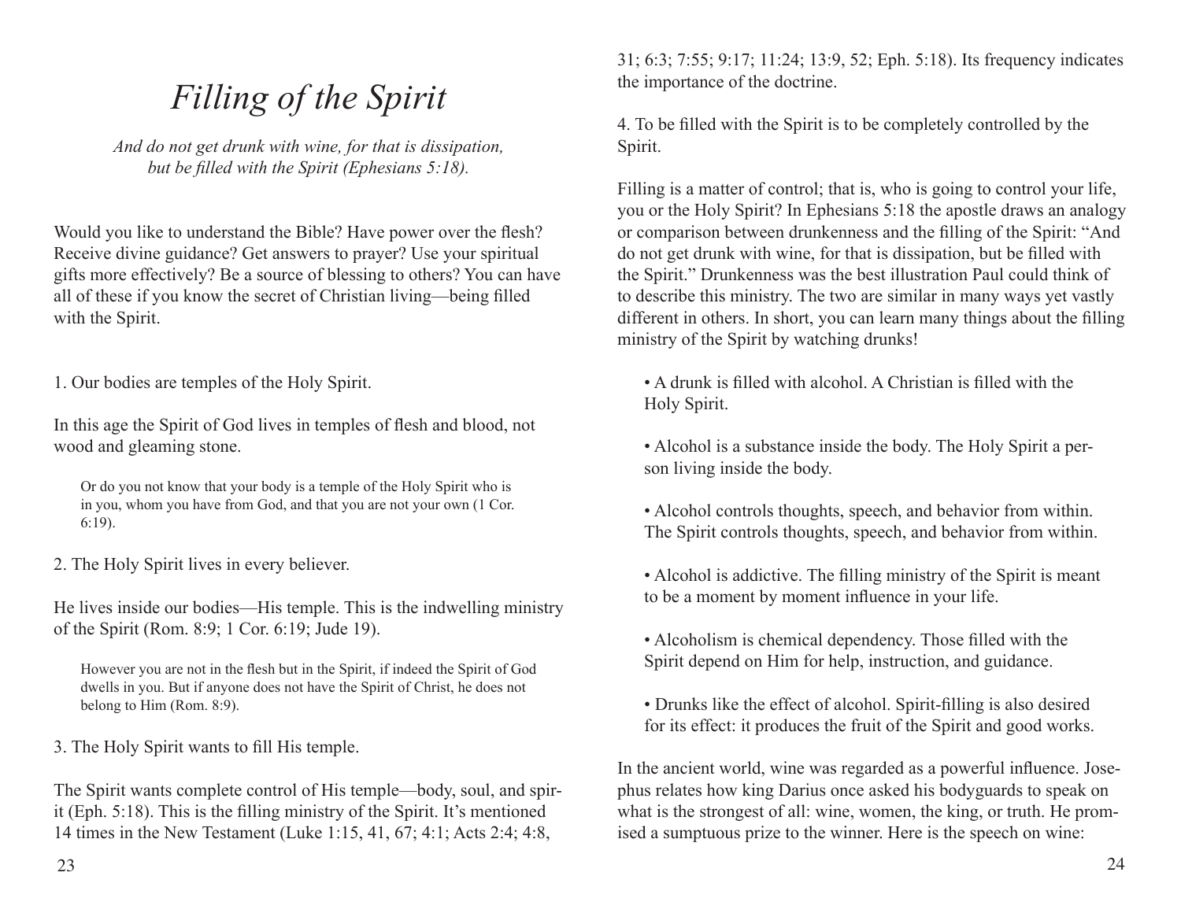# *Filling of the Spirit*

*And do not get drunk with wine, for that is dissipation, but be filled with the Spirit (Ephesians 5:18).*

Would you like to understand the Bible? Have power over the flesh? Receive divine guidance? Get answers to prayer? Use your spiritual gifts more effectively? Be a source of blessing to others? You can have all of these if you know the secret of Christian living—being filled with the Spirit.

1. Our bodies are temples of the Holy Spirit.

In this age the Spirit of God lives in temples of flesh and blood, not wood and gleaming stone.

> Or do you not know that your body is a temple of the Holy Spirit who is in you, whom you have from God, and that you are not your own (1 Cor. 6:19).

2. The Holy Spirit lives in every believer.

He lives inside our bodies—His temple. This is the indwelling ministry of the Spirit (Rom. 8:9; 1 Cor. 6:19; Jude 19).

> However you are not in the flesh but in the Spirit, if indeed the Spirit of God dwells in you. But if anyone does not have the Spirit of Christ, he does not belong to Him (Rom. 8:9).

3. The Holy Spirit wants to fill His temple.

The Spirit wants complete control of His temple—body, soul, and spirit (Eph. 5:18). This is the filling ministry of the Spirit. It's mentioned 14 times in the New Testament (Luke 1:15, 41, 67; 4:1; Acts 2:4; 4:8, 31; 6:3; 7:55; 9:17; 11:24; 13:9, 52; Eph. 5:18). Its frequency indicates the importance of the doctrine.

4. To be filled with the Spirit is to be completely controlled by the Spirit.

Filling is a matter of control; that is, who is going to control your life, you or the Holy Spirit? In Ephesians 5:18 the apostle draws an analogy or comparison between drunkenness and the filling of the Spirit: "And do not get drunk with wine, for that is dissipation, but be filled with the Spirit." Drunkenness was the best illustration Paul could think of to describe this ministry. The two are similar in many ways yet vastly different in others. In short, you can learn many things about the filling ministry of the Spirit by watching drunks!

- A drunk is filled with alcohol. A Christian is filled with the Holy Spirit.
- Alcohol is a substance inside the body. The Holy Spirit a person living inside the body.
- Alcohol controls thoughts, speech, and behavior from within. The Spirit controls thoughts, speech, and behavior from within.
- Alcohol is addictive. The filling ministry of the Spirit is meant to be a moment by moment influence in your life.
- Alcoholism is chemical dependency. Those filled with the Spirit depend on Him for help, instruction, and guidance.
- Drunks like the effect of alcohol. Spirit-filling is also desired for its effect: it produces the fruit of the Spirit and good works.

In the ancient world, wine was regarded as a powerful influence. Josephus relates how king Darius once asked his bodyguards to speak on what is the strongest of all: wine, women, the king, or truth. He promised a sumptuous prize to the winner. Here is the speech on wine: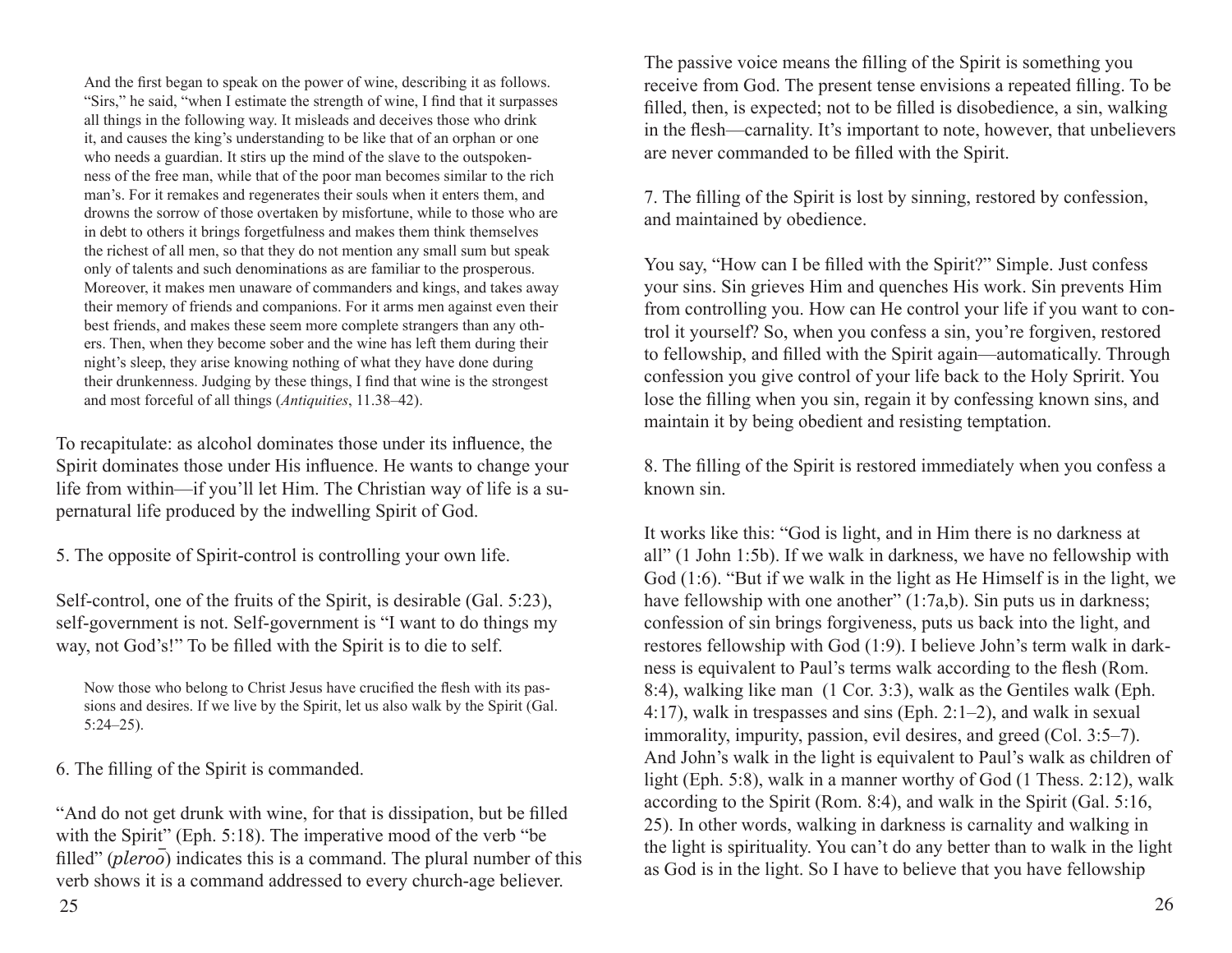> And the first began to speak on the power of wine, describing it as follows. "Sirs," he said, "when I estimate the strength of wine, I find that it surpasses all things in the following way. It misleads and deceives those who drink it, and causes the king's understanding to be like that of an orphan or one who needs a guardian. It stirs up the mind of the slave to the outspokenness of the free man, while that of the poor man becomes similar to the rich man's. For it remakes and regenerates their souls when it enters them, and drowns the sorrow of those overtaken by misfortune, while to those who are in debt to others it brings forgetfulness and makes them think themselves the richest of all men, so that they do not mention any small sum but speak only of talents and such denominations as are familiar to the prosperous. Moreover, it makes men unaware of commanders and kings, and takes away their memory of friends and companions. For it arms men against even their best friends, and makes these seem more complete strangers than any others. Then, when they become sober and the wine has left them during their night's sleep, they arise knowing nothing of what they have done during their drunkenness. Judging by these things, I find that wine is the strongest and most forceful of all things (*Antiquities*, 11.38–42).

To recapitulate: as alcohol dominates those under its influence, the Spirit dominates those under His influence. He wants to change your life from within—if you'll let Him. The Christian way of life is a supernatural life produced by the indwelling Spirit of God.

5. The opposite of Spirit-control is controlling your own life.

Self-control, one of the fruits of the Spirit, is desirable (Gal. 5:23), self-government is not. Self-government is "I want to do things my way, not God's!" To be filled with the Spirit is to die to self.

> Now those who belong to Christ Jesus have crucified the flesh with its passions and desires. If we live by the Spirit, let us also walk by the Spirit (Gal. 5:24–25).

6. The filling of the Spirit is commanded.

"And do not get drunk with wine, for that is dissipation, but be filled with the Spirit" (Eph. 5:18). The imperative mood of the verb "be filled" (*pleroō*) indicates this is a command. The plural number of this verb shows it is a command addressed to every church-age believer. The passive voice means the filling of the Spirit is something you receive from God. The present tense envisions a repeated filling. To be filled, then, is expected; not to be filled is disobedience, a sin, walking in the flesh—carnality. It's important to note, however, that unbelievers are never commanded to be filled with the Spirit.

7. The filling of the Spirit is lost by sinning, restored by confession, and maintained by obedience.

You say, "How can I be filled with the Spirit?" Simple. Just confess your sins. Sin grieves Him and quenches His work. Sin prevents Him from controlling you. How can He control your life if you want to control it yourself? So, when you confess a sin, you're forgiven, restored to fellowship, and filled with the Spirit again—automatically. Through confession you give control of your life back to the Holy Spririt. You lose the filling when you sin, regain it by confessing known sins, and maintain it by being obedient and resisting temptation.

8. The filling of the Spirit is restored immediately when you confess a known sin.

It works like this: "God is light, and in Him there is no darkness at all" (1 John 1:5b). If we walk in darkness, we have no fellowship with God (1:6). "But if we walk in the light as He Himself is in the light, we have fellowship with one another" (1:7a,b). Sin puts us in darkness; confession of sin brings forgiveness, puts us back into the light, and restores fellowship with God (1:9). I believe John's term walk in darkness is equivalent to Paul's terms walk according to the flesh (Rom. 8:4), walking like man (1 Cor. 3:3), walk as the Gentiles walk (Eph. 4:17), walk in trespasses and sins (Eph. 2:1–2), and walk in sexual immorality, impurity, passion, evil desires, and greed (Col. 3:5–7). And John's walk in the light is equivalent to Paul's walk as children of light (Eph. 5:8), walk in a manner worthy of God (1 Thess. 2:12), walk according to the Spirit (Rom. 8:4), and walk in the Spirit (Gal. 5:16, 25). In other words, walking in darkness is carnality and walking in the light is spirituality. You can't do any better than to walk in the light as God is in the light. So I have to believe that you have fellowship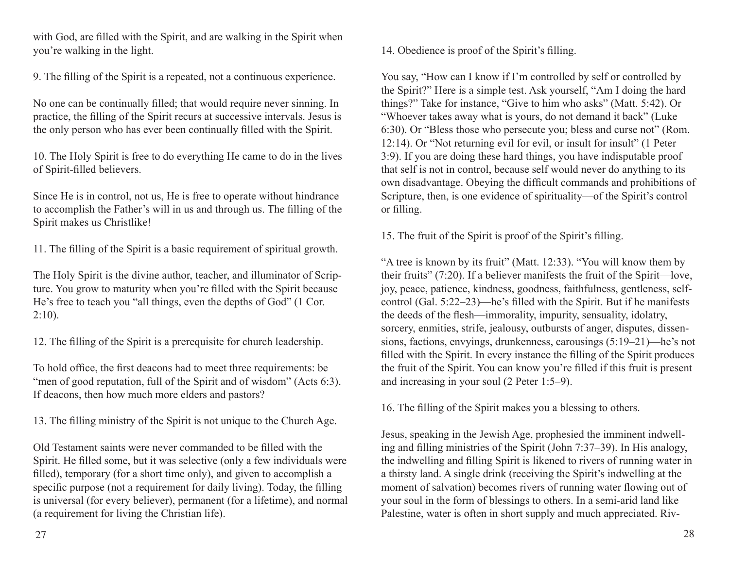with God, are filled with the Spirit, and are walking in the Spirit when you're walking in the light.

9. The filling of the Spirit is a repeated, not a continuous experience.

No one can be continually filled; that would require never sinning. In practice, the filling of the Spirit recurs at successive intervals. Jesus is the only person who has ever been continually filled with the Spirit.

10. The Holy Spirit is free to do everything He came to do in the lives of Spirit-filled believers.

Since He is in control, not us, He is free to operate without hindrance to accomplish the Father's will in us and through us. The filling of the Spirit makes us Christlike!

11. The filling of the Spirit is a basic requirement of spiritual growth.

The Holy Spirit is the divine author, teacher, and illuminator of Scripture. You grow to maturity when you're filled with the Spirit because He's free to teach you "all things, even the depths of God" (1 Cor. 2:10).

12. The filling of the Spirit is a prerequisite for church leadership.

To hold office, the first deacons had to meet three requirements: be "men of good reputation, full of the Spirit and of wisdom" (Acts 6:3). If deacons, then how much more elders and pastors?

13. The filling ministry of the Spirit is not unique to the Church Age.

Old Testament saints were never commanded to be filled with the Spirit. He filled some, but it was selective (only a few individuals were filled), temporary (for a short time only), and given to accomplish a specific purpose (not a requirement for daily living). Today, the filling is universal (for every believer), permanent (for a lifetime), and normal (a requirement for living the Christian life).

14. Obedience is proof of the Spirit's filling.

You say, "How can I know if I'm controlled by self or controlled by the Spirit?" Here is a simple test. Ask yourself, "Am I doing the hard things?" Take for instance, "Give to him who asks" (Matt. 5:42). Or "Whoever takes away what is yours, do not demand it back" (Luke 6:30). Or "Bless those who persecute you; bless and curse not" (Rom. 12:14). Or "Not returning evil for evil, or insult for insult" (1 Peter 3:9). If you are doing these hard things, you have indisputable proof that self is not in control, because self would never do anything to its own disadvantage. Obeying the difficult commands and prohibitions of Scripture, then, is one evidence of spirituality—of the Spirit's control or filling.

15. The fruit of the Spirit is proof of the Spirit's filling.

"A tree is known by its fruit" (Matt. 12:33). "You will know them by their fruits" (7:20). If a believer manifests the fruit of the Spirit—love, joy, peace, patience, kindness, goodness, faithfulness, gentleness, self-control (Gal. 5:22–23)—he's filled with the Spirit. But if he manifests the deeds of the flesh—immorality, impurity, sensuality, idolatry, sorcery, enmities, strife, jealousy, outbursts of anger, disputes, dissensions, factions, envyings, drunkenness, carousings (5:19–21)—he's not filled with the Spirit. In every instance the filling of the Spirit produces the fruit of the Spirit. You can know you're filled if this fruit is present and increasing in your soul (2 Peter 1:5–9).

16. The filling of the Spirit makes you a blessing to others.

Jesus, speaking in the Jewish Age, prophesied the imminent indwelling and filling ministries of the Spirit (John 7:37–39). In His analogy, the indwelling and filling Spirit is likened to rivers of running water in a thirsty land. A single drink (receiving the Spirit's indwelling at the moment of salvation) becomes rivers of running water flowing out of your soul in the form of blessings to others. In a semi-arid land like Palestine, water is often in short supply and much appreciated. Riv-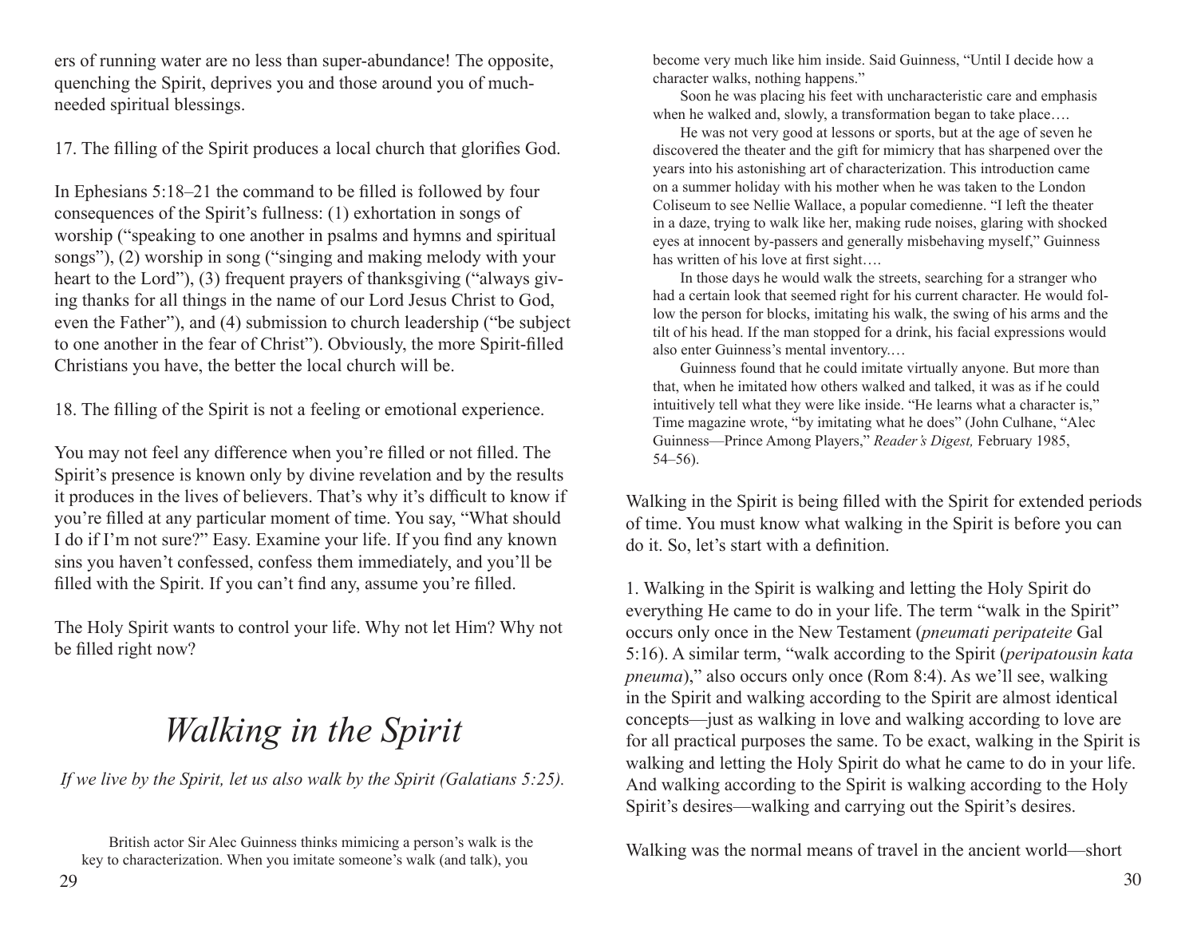ers of running water are no less than super-abundance! The opposite, quenching the Spirit, deprives you and those around you of much-needed spiritual blessings.

17. The filling of the Spirit produces a local church that glorifies God.

In Ephesians 5:18–21 the command to be filled is followed by four consequences of the Spirit's fullness: (1) exhortation in songs of worship ("speaking to one another in psalms and hymns and spiritual songs"), (2) worship in song ("singing and making melody with your heart to the Lord"), (3) frequent prayers of thanksgiving ("always giving thanks for all things in the name of our Lord Jesus Christ to God, even the Father"), and (4) submission to church leadership ("be subject to one another in the fear of Christ"). Obviously, the more Spirit-filled Christians you have, the better the local church will be.

18. The filling of the Spirit is not a feeling or emotional experience.

You may not feel any difference when you're filled or not filled. The Spirit's presence is known only by divine revelation and by the results it produces in the lives of believers. That's why it's difficult to know if you're filled at any particular moment of time. You say, "What should I do if I'm not sure?" Easy. Examine your life. If you find any known sins you haven't confessed, confess them immediately, and you'll be filled with the Spirit. If you can't find any, assume you're filled.

The Holy Spirit wants to control your life. Why not let Him? Why not be filled right now?

# *Walking in the Spirit*

*If we live by the Spirit, let us also walk by the Spirit (Galatians 5:25).*

British actor Sir Alec Guinness thinks mimicing a person's walk is the key to characterization. When you imitate someone's walk (and talk), you become very much like him inside. Said Guinness, "Until I decide how a character walks, nothing happens."

Soon he was placing his feet with uncharacteristic care and emphasis when he walked and, slowly, a transformation began to take place….

He was not very good at lessons or sports, but at the age of seven he discovered the theater and the gift for mimicry that has sharpened over the years into his astonishing art of characterization. This introduction came on a summer holiday with his mother when he was taken to the London Coliseum to see Nellie Wallace, a popular comedienne. "I left the theater in a daze, trying to walk like her, making rude noises, glaring with shocked eyes at innocent by-passers and generally misbehaving myself," Guinness has written of his love at first sight….

In those days he would walk the streets, searching for a stranger who had a certain look that seemed right for his current character. He would follow the person for blocks, imitating his walk, the swing of his arms and the tilt of his head. If the man stopped for a drink, his facial expressions would also enter Guinness's mental inventory.…

Guinness found that he could imitate virtually anyone. But more than that, when he imitated how others walked and talked, it was as if he could intuitively tell what they were like inside. "He learns what a character is," Time magazine wrote, "by imitating what he does" (John Culhane, "Alec Guinness—Prince Among Players," *Reader's Digest,* February 1985, 54–56).

Walking in the Spirit is being filled with the Spirit for extended periods of time. You must know what walking in the Spirit is before you can do it. So, let's start with a definition.

1. Walking in the Spirit is walking and letting the Holy Spirit do everything He came to do in your life. The term "walk in the Spirit" occurs only once in the New Testament (*pneumati peripateite* Gal 5:16). A similar term, "walk according to the Spirit (*peripatousin kata pneuma*)," also occurs only once (Rom 8:4). As we'll see, walking in the Spirit and walking according to the Spirit are almost identical concepts—just as walking in love and walking according to love are for all practical purposes the same. To be exact, walking in the Spirit is walking and letting the Holy Spirit do what he came to do in your life. And walking according to the Spirit is walking according to the Holy Spirit's desires—walking and carrying out the Spirit's desires.

Walking was the normal means of travel in the ancient world—short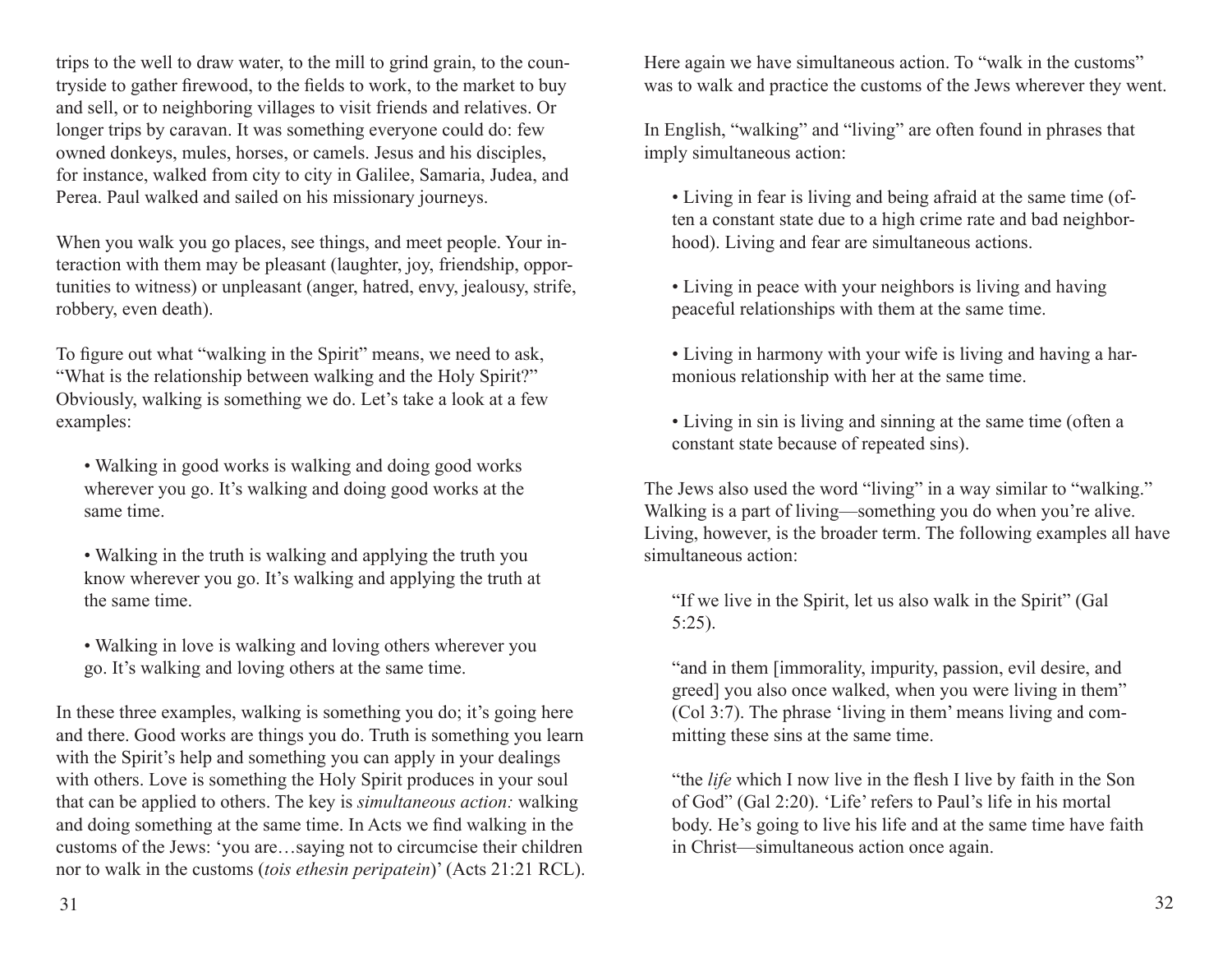trips to the well to draw water, to the mill to grind grain, to the countryside to gather firewood, to the fields to work, to the market to buy and sell, or to neighboring villages to visit friends and relatives. Or longer trips by caravan. It was something everyone could do: few owned donkeys, mules, horses, or camels. Jesus and his disciples, for instance, walked from city to city in Galilee, Samaria, Judea, and Perea. Paul walked and sailed on his missionary journeys.

When you walk you go places, see things, and meet people. Your interaction with them may be pleasant (laughter, joy, friendship, opportunities to witness) or unpleasant (anger, hatred, envy, jealousy, strife, robbery, even death).

To figure out what "walking in the Spirit" means, we need to ask, "What is the relationship between walking and the Holy Spirit?" Obviously, walking is something we do. Let's take a look at a few examples:

- Walking in good works is walking and doing good works wherever you go. It's walking and doing good works at the same time.

- Walking in the truth is walking and applying the truth you know wherever you go. It's walking and applying the truth at the same time.

- Walking in love is walking and loving others wherever you go. It's walking and loving others at the same time.

In these three examples, walking is something you do; it's going here and there. Good works are things you do. Truth is something you learn with the Spirit's help and something you can apply in your dealings with others. Love is something the Holy Spirit produces in your soul that can be applied to others. The key is *simultaneous action:* walking and doing something at the same time. In Acts we find walking in the customs of the Jews: 'you are…saying not to circumcise their children nor to walk in the customs (*tois ethesin peripatein*)' (Acts 21:21 RCL). Here again we have simultaneous action. To "walk in the customs" was to walk and practice the customs of the Jews wherever they went.

In English, "walking" and "living" are often found in phrases that imply simultaneous action:

- Living in fear is living and being afraid at the same time (often a constant state due to a high crime rate and bad neighborhood). Living and fear are simultaneous actions.

- Living in peace with your neighbors is living and having peaceful relationships with them at the same time.

- Living in harmony with your wife is living and having a harmonious relationship with her at the same time.

- Living in sin is living and sinning at the same time (often a constant state because of repeated sins).

The Jews also used the word "living" in a way similar to "walking." Walking is a part of living—something you do when you're alive. Living, however, is the broader term. The following examples all have simultaneous action:

> "If we live in the Spirit, let us also walk in the Spirit" (Gal 5:25).
>
> "and in them [immorality, impurity, passion, evil desire, and greed] you also once walked, when you were living in them" (Col 3:7). The phrase 'living in them' means living and committing these sins at the same time.
>
> "the *life* which I now live in the flesh I live by faith in the Son of God" (Gal 2:20). 'Life' refers to Paul's life in his mortal body. He's going to live his life and at the same time have faith in Christ—simultaneous action once again.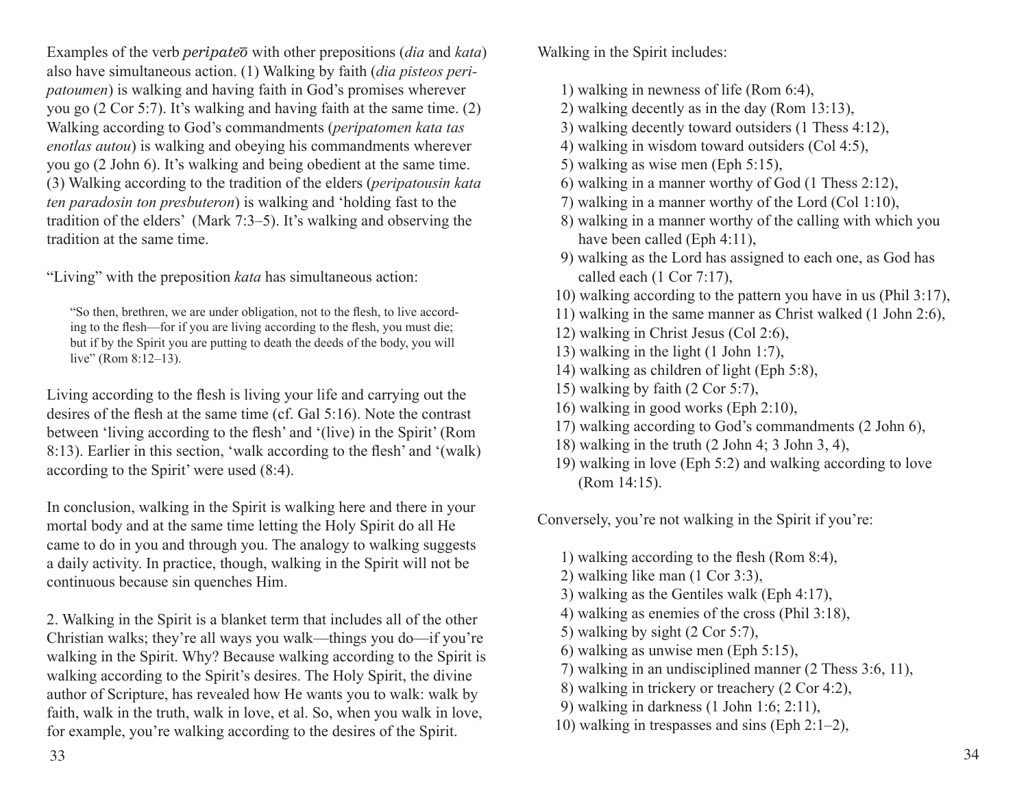Examples of the verb *peripateō* with other prepositions (*dia* and *kata*) also have simultaneous action. (1) Walking by faith (*dia pisteos peripatoumen*) is walking and having faith in God's promises wherever you go (2 Cor 5:7). It's walking and having faith at the same time. (2) Walking according to God's commandments (*peripatomen kata tas enotlas autou*) is walking and obeying his commandments wherever you go (2 John 6). It's walking and being obedient at the same time. (3) Walking according to the tradition of the elders (*peripatousin kata ten paradosin ton presbuteron*) is walking and 'holding fast to the tradition of the elders' (Mark 7:3–5). It's walking and observing the tradition at the same time.

"Living" with the preposition *kata* has simultaneous action:

> "So then, brethren, we are under obligation, not to the flesh, to live according to the flesh—for if you are living according to the flesh, you must die; but if by the Spirit you are putting to death the deeds of the body, you will live" (Rom 8:12–13).

Living according to the flesh is living your life and carrying out the desires of the flesh at the same time (cf. Gal 5:16). Note the contrast between 'living according to the flesh' and '(live) in the Spirit' (Rom 8:13). Earlier in this section, 'walk according to the flesh' and '(walk) according to the Spirit' were used (8:4).

In conclusion, walking in the Spirit is walking here and there in your mortal body and at the same time letting the Holy Spirit do all He came to do in you and through you. The analogy to walking suggests a daily activity. In practice, though, walking in the Spirit will not be continuous because sin quenches Him.

2. Walking in the Spirit is a blanket term that includes all of the other Christian walks; they're all ways you walk—things you do—if you're walking in the Spirit. Why? Because walking according to the Spirit is walking according to the Spirit's desires. The Holy Spirit, the divine author of Scripture, has revealed how He wants you to walk: walk by faith, walk in the truth, walk in love, et al. So, when you walk in love, for example, you're walking according to the desires of the Spirit.

Walking in the Spirit includes:

1) walking in newness of life (Rom 6:4),
2) walking decently as in the day (Rom 13:13),
3) walking decently toward outsiders (1 Thess 4:12),
4) walking in wisdom toward outsiders (Col 4:5),
5) walking as wise men (Eph 5:15),
6) walking in a manner worthy of God (1 Thess 2:12),
7) walking in a manner worthy of the Lord (Col 1:10),
8) walking in a manner worthy of the calling with which you have been called (Eph 4:11),
9) walking as the Lord has assigned to each one, as God has called each (1 Cor 7:17),
10) walking according to the pattern you have in us (Phil 3:17),
11) walking in the same manner as Christ walked (1 John 2:6),
12) walking in Christ Jesus (Col 2:6),
13) walking in the light (1 John 1:7),
14) walking as children of light (Eph 5:8),
15) walking by faith (2 Cor 5:7),
16) walking in good works (Eph 2:10),
17) walking according to God's commandments (2 John 6),
18) walking in the truth (2 John 4; 3 John 3, 4),
19) walking in love (Eph 5:2) and walking according to love (Rom 14:15).

Conversely, you're not walking in the Spirit if you're:

1) walking according to the flesh (Rom 8:4),
2) walking like man (1 Cor 3:3),
3) walking as the Gentiles walk (Eph 4:17),
4) walking as enemies of the cross (Phil 3:18),
5) walking by sight (2 Cor 5:7),
6) walking as unwise men (Eph 5:15),
7) walking in an undisciplined manner (2 Thess 3:6, 11),
8) walking in trickery or treachery (2 Cor 4:2),
9) walking in darkness (1 John 1:6; 2:11),
10) walking in trespasses and sins (Eph 2:1–2),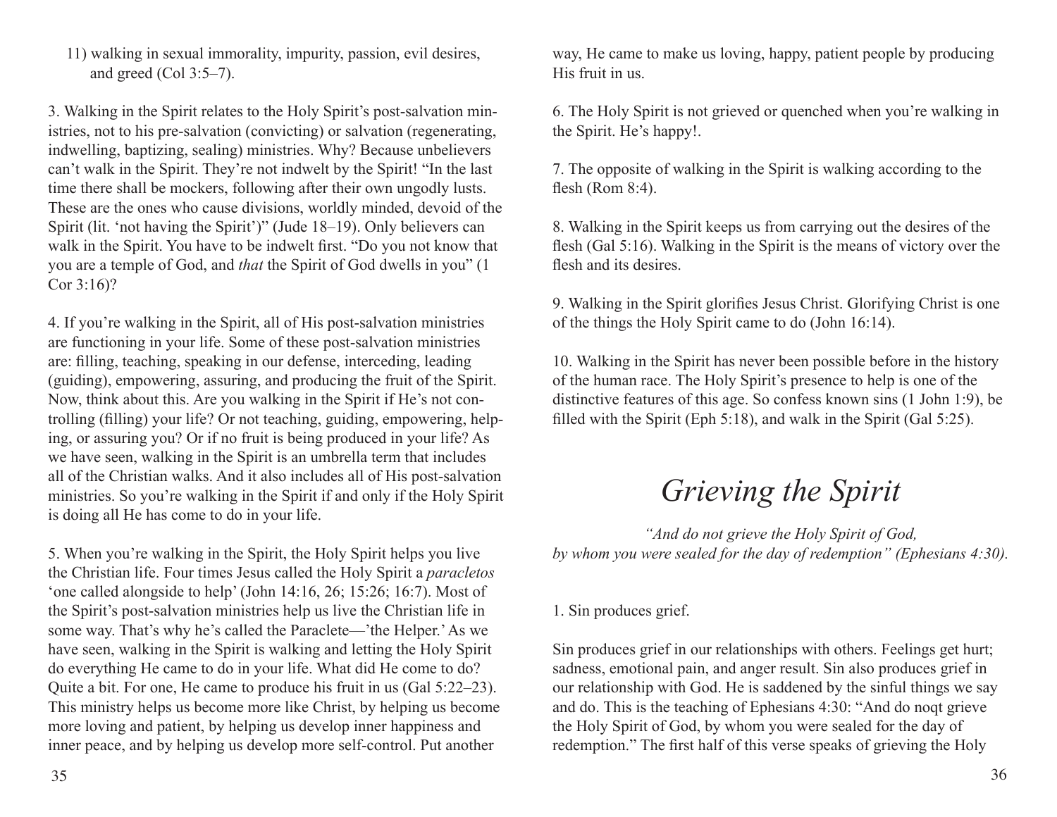11) walking in sexual immorality, impurity, passion, evil desires, and greed (Col 3:5–7).

3. Walking in the Spirit relates to the Holy Spirit's post-salvation ministries, not to his pre-salvation (convicting) or salvation (regenerating, indwelling, baptizing, sealing) ministries. Why? Because unbelievers can't walk in the Spirit. They're not indwelt by the Spirit! "In the last time there shall be mockers, following after their own ungodly lusts. These are the ones who cause divisions, worldly minded, devoid of the Spirit (lit. 'not having the Spirit')" (Jude 18–19). Only believers can walk in the Spirit. You have to be indwelt first. "Do you not know that you are a temple of God, and *that* the Spirit of God dwells in you" (1 Cor 3:16)?

4. If you're walking in the Spirit, all of His post-salvation ministries are functioning in your life. Some of these post-salvation ministries are: filling, teaching, speaking in our defense, interceding, leading (guiding), empowering, assuring, and producing the fruit of the Spirit. Now, think about this. Are you walking in the Spirit if He's not controlling (filling) your life? Or not teaching, guiding, empowering, helping, or assuring you? Or if no fruit is being produced in your life? As we have seen, walking in the Spirit is an umbrella term that includes all of the Christian walks. And it also includes all of His post-salvation ministries. So you're walking in the Spirit if and only if the Holy Spirit is doing all He has come to do in your life.

5. When you're walking in the Spirit, the Holy Spirit helps you live the Christian life. Four times Jesus called the Holy Spirit a *paracletos* 'one called alongside to help' (John 14:16, 26; 15:26; 16:7). Most of the Spirit's post-salvation ministries help us live the Christian life in some way. That's why he's called the Paraclete—'the Helper.' As we have seen, walking in the Spirit is walking and letting the Holy Spirit do everything He came to do in your life. What did He come to do? Quite a bit. For one, He came to produce his fruit in us (Gal 5:22–23). This ministry helps us become more like Christ, by helping us become more loving and patient, by helping us develop inner happiness and inner peace, and by helping us develop more self-control. Put another way, He came to make us loving, happy, patient people by producing His fruit in us.

6. The Holy Spirit is not grieved or quenched when you're walking in the Spirit. He's happy!.

7. The opposite of walking in the Spirit is walking according to the flesh (Rom 8:4).

8. Walking in the Spirit keeps us from carrying out the desires of the flesh (Gal 5:16). Walking in the Spirit is the means of victory over the flesh and its desires.

9. Walking in the Spirit glorifies Jesus Christ. Glorifying Christ is one of the things the Holy Spirit came to do (John 16:14).

10. Walking in the Spirit has never been possible before in the history of the human race. The Holy Spirit's presence to help is one of the distinctive features of this age. So confess known sins (1 John 1:9), be filled with the Spirit (Eph 5:18), and walk in the Spirit (Gal 5:25).

# *Grieving the Spirit*

*"And do not grieve the Holy Spirit of God, by whom you were sealed for the day of redemption" (Ephesians 4:30).*

1. Sin produces grief.

Sin produces grief in our relationships with others. Feelings get hurt; sadness, emotional pain, and anger result. Sin also produces grief in our relationship with God. He is saddened by the sinful things we say and do. This is the teaching of Ephesians 4:30: "And do noqt grieve the Holy Spirit of God, by whom you were sealed for the day of redemption." The first half of this verse speaks of grieving the Holy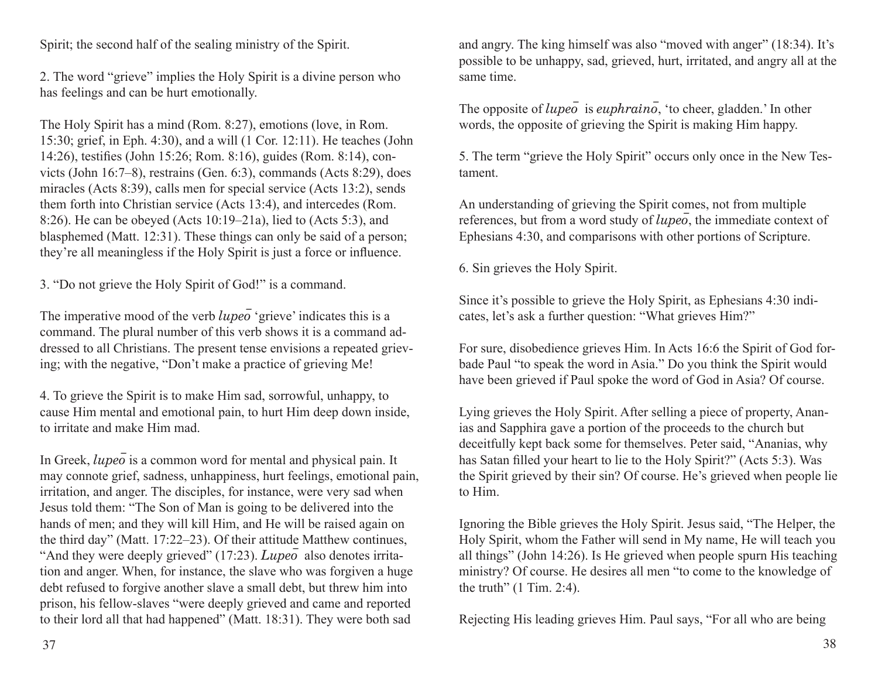Spirit; the second half of the sealing ministry of the Spirit.

2. The word "grieve" implies the Holy Spirit is a divine person who has feelings and can be hurt emotionally.

The Holy Spirit has a mind (Rom. 8:27), emotions (love, in Rom. 15:30; grief, in Eph. 4:30), and a will (1 Cor. 12:11). He teaches (John 14:26), testifies (John 15:26; Rom. 8:16), guides (Rom. 8:14), convicts (John 16:7–8), restrains (Gen. 6:3), commands (Acts 8:29), does miracles (Acts 8:39), calls men for special service (Acts 13:2), sends them forth into Christian service (Acts 13:4), and intercedes (Rom. 8:26). He can be obeyed (Acts 10:19–21a), lied to (Acts 5:3), and blasphemed (Matt. 12:31). These things can only be said of a person; they're all meaningless if the Holy Spirit is just a force or influence.

3. "Do not grieve the Holy Spirit of God!" is a command.

The imperative mood of the verb *lupeō* 'grieve' indicates this is a command. The plural number of this verb shows it is a command addressed to all Christians. The present tense envisions a repeated grieving; with the negative, "Don't make a practice of grieving Me!

4. To grieve the Spirit is to make Him sad, sorrowful, unhappy, to cause Him mental and emotional pain, to hurt Him deep down inside, to irritate and make Him mad.

In Greek, *lupeō* is a common word for mental and physical pain. It may connote grief, sadness, unhappiness, hurt feelings, emotional pain, irritation, and anger. The disciples, for instance, were very sad when Jesus told them: "The Son of Man is going to be delivered into the hands of men; and they will kill Him, and He will be raised again on the third day" (Matt. 17:22–23). Of their attitude Matthew continues, "And they were deeply grieved" (17:23). *Lupeō* also denotes irritation and anger. When, for instance, the slave who was forgiven a huge debt refused to forgive another slave a small debt, but threw him into prison, his fellow-slaves "were deeply grieved and came and reported to their lord all that had happened" (Matt. 18:31). They were both sad and angry. The king himself was also "moved with anger" (18:34). It's possible to be unhappy, sad, grieved, hurt, irritated, and angry all at the same time.

The opposite of *lupeō* is *euphrainō*, 'to cheer, gladden.' In other words, the opposite of grieving the Spirit is making Him happy.

5. The term "grieve the Holy Spirit" occurs only once in the New Testament.

An understanding of grieving the Spirit comes, not from multiple references, but from a word study of *lupeō*, the immediate context of Ephesians 4:30, and comparisons with other portions of Scripture.

6. Sin grieves the Holy Spirit.

Since it's possible to grieve the Holy Spirit, as Ephesians 4:30 indicates, let's ask a further question: "What grieves Him?"

For sure, disobedience grieves Him. In Acts 16:6 the Spirit of God forbade Paul "to speak the word in Asia." Do you think the Spirit would have been grieved if Paul spoke the word of God in Asia? Of course.

Lying grieves the Holy Spirit. After selling a piece of property, Ananias and Sapphira gave a portion of the proceeds to the church but deceitfully kept back some for themselves. Peter said, "Ananias, why has Satan filled your heart to lie to the Holy Spirit?" (Acts 5:3). Was the Spirit grieved by their sin? Of course. He's grieved when people lie to Him.

Ignoring the Bible grieves the Holy Spirit. Jesus said, "The Helper, the Holy Spirit, whom the Father will send in My name, He will teach you all things" (John 14:26). Is He grieved when people spurn His teaching ministry? Of course. He desires all men "to come to the knowledge of the truth" (1 Tim. 2:4).

Rejecting His leading grieves Him. Paul says, "For all who are being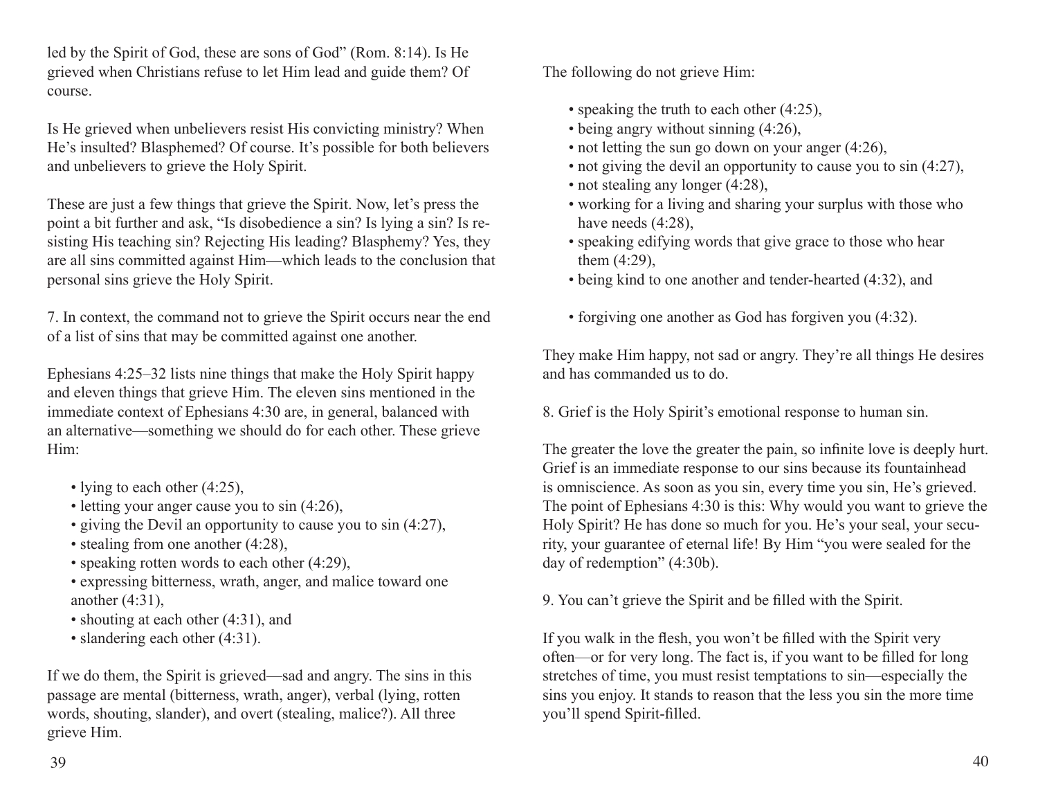led by the Spirit of God, these are sons of God" (Rom. 8:14). Is He grieved when Christians refuse to let Him lead and guide them? Of course.

Is He grieved when unbelievers resist His convicting ministry? When He's insulted? Blasphemed? Of course. It's possible for both believers and unbelievers to grieve the Holy Spirit.

These are just a few things that grieve the Spirit. Now, let's press the point a bit further and ask, "Is disobedience a sin? Is lying a sin? Is resisting His teaching sin? Rejecting His leading? Blasphemy? Yes, they are all sins committed against Him—which leads to the conclusion that personal sins grieve the Holy Spirit.

7. In context, the command not to grieve the Spirit occurs near the end of a list of sins that may be committed against one another.

Ephesians 4:25–32 lists nine things that make the Holy Spirit happy and eleven things that grieve Him. The eleven sins mentioned in the immediate context of Ephesians 4:30 are, in general, balanced with an alternative—something we should do for each other. These grieve Him:

- lying to each other (4:25),
- letting your anger cause you to sin (4:26),
- giving the Devil an opportunity to cause you to sin (4:27),
- stealing from one another (4:28),
- speaking rotten words to each other (4:29),
- expressing bitterness, wrath, anger, and malice toward one another (4:31),
- shouting at each other (4:31), and
- slandering each other (4:31).

If we do them, the Spirit is grieved—sad and angry. The sins in this passage are mental (bitterness, wrath, anger), verbal (lying, rotten words, shouting, slander), and overt (stealing, malice?). All three grieve Him.

The following do not grieve Him:

- speaking the truth to each other (4:25),
- being angry without sinning (4:26),
- not letting the sun go down on your anger (4:26),
- not giving the devil an opportunity to cause you to sin (4:27),
- not stealing any longer (4:28),
- working for a living and sharing your surplus with those who have needs (4:28),
- speaking edifying words that give grace to those who hear them (4:29),
- being kind to one another and tender-hearted (4:32), and
- forgiving one another as God has forgiven you (4:32).

They make Him happy, not sad or angry. They're all things He desires and has commanded us to do.

8. Grief is the Holy Spirit's emotional response to human sin.

The greater the love the greater the pain, so infinite love is deeply hurt. Grief is an immediate response to our sins because its fountainhead is omniscience. As soon as you sin, every time you sin, He's grieved. The point of Ephesians 4:30 is this: Why would you want to grieve the Holy Spirit? He has done so much for you. He's your seal, your security, your guarantee of eternal life! By Him "you were sealed for the day of redemption" (4:30b).

9. You can't grieve the Spirit and be filled with the Spirit.

If you walk in the flesh, you won't be filled with the Spirit very often—or for very long. The fact is, if you want to be filled for long stretches of time, you must resist temptations to sin—especially the sins you enjoy. It stands to reason that the less you sin the more time you'll spend Spirit-filled.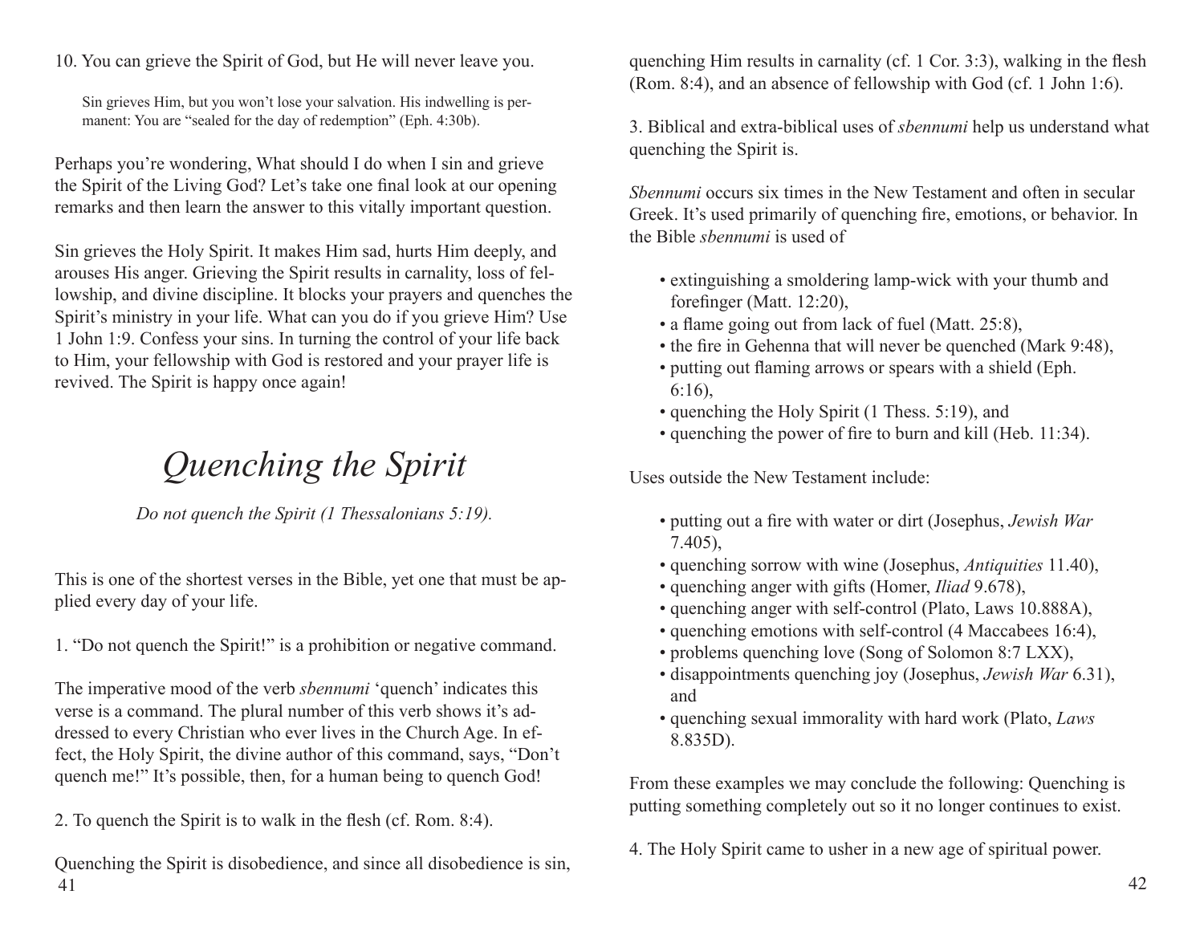10. You can grieve the Spirit of God, but He will never leave you.

> Sin grieves Him, but you won't lose your salvation. His indwelling is permanent: You are "sealed for the day of redemption" (Eph. 4:30b).

Perhaps you're wondering, What should I do when I sin and grieve the Spirit of the Living God? Let's take one final look at our opening remarks and then learn the answer to this vitally important question.

Sin grieves the Holy Spirit. It makes Him sad, hurts Him deeply, and arouses His anger. Grieving the Spirit results in carnality, loss of fellowship, and divine discipline. It blocks your prayers and quenches the Spirit's ministry in your life. What can you do if you grieve Him? Use 1 John 1:9. Confess your sins. In turning the control of your life back to Him, your fellowship with God is restored and your prayer life is revived. The Spirit is happy once again!

# *Quenching the Spirit*

*Do not quench the Spirit (1 Thessalonians 5:19).*

This is one of the shortest verses in the Bible, yet one that must be applied every day of your life.

1. "Do not quench the Spirit!" is a prohibition or negative command.

The imperative mood of the verb *sbennumi* 'quench' indicates this verse is a command. The plural number of this verb shows it's addressed to every Christian who ever lives in the Church Age. In effect, the Holy Spirit, the divine author of this command, says, "Don't quench me!" It's possible, then, for a human being to quench God!

2. To quench the Spirit is to walk in the flesh (cf. Rom. 8:4).

Quenching the Spirit is disobedience, and since all disobedience is sin, quenching Him results in carnality (cf. 1 Cor. 3:3), walking in the flesh (Rom. 8:4), and an absence of fellowship with God (cf. 1 John 1:6).

3. Biblical and extra-biblical uses of *sbennumi* help us understand what quenching the Spirit is.

*Sbennumi* occurs six times in the New Testament and often in secular Greek. It's used primarily of quenching fire, emotions, or behavior. In the Bible *sbennumi* is used of

- extinguishing a smoldering lamp-wick with your thumb and forefinger (Matt. 12:20),
- a flame going out from lack of fuel (Matt. 25:8),
- the fire in Gehenna that will never be quenched (Mark 9:48),
- putting out flaming arrows or spears with a shield (Eph. 6:16),
- quenching the Holy Spirit (1 Thess. 5:19), and
- quenching the power of fire to burn and kill (Heb. 11:34).

Uses outside the New Testament include:

- putting out a fire with water or dirt (Josephus, *Jewish War* 7.405),
- quenching sorrow with wine (Josephus, *Antiquities* 11.40),
- quenching anger with gifts (Homer, *Iliad* 9.678),
- quenching anger with self-control (Plato, Laws 10.888A),
- quenching emotions with self-control (4 Maccabees 16:4),
- problems quenching love (Song of Solomon 8:7 LXX),
- disappointments quenching joy (Josephus, *Jewish War* 6.31), and
- quenching sexual immorality with hard work (Plato, *Laws* 8.835D).

From these examples we may conclude the following: Quenching is putting something completely out so it no longer continues to exist.

4. The Holy Spirit came to usher in a new age of spiritual power.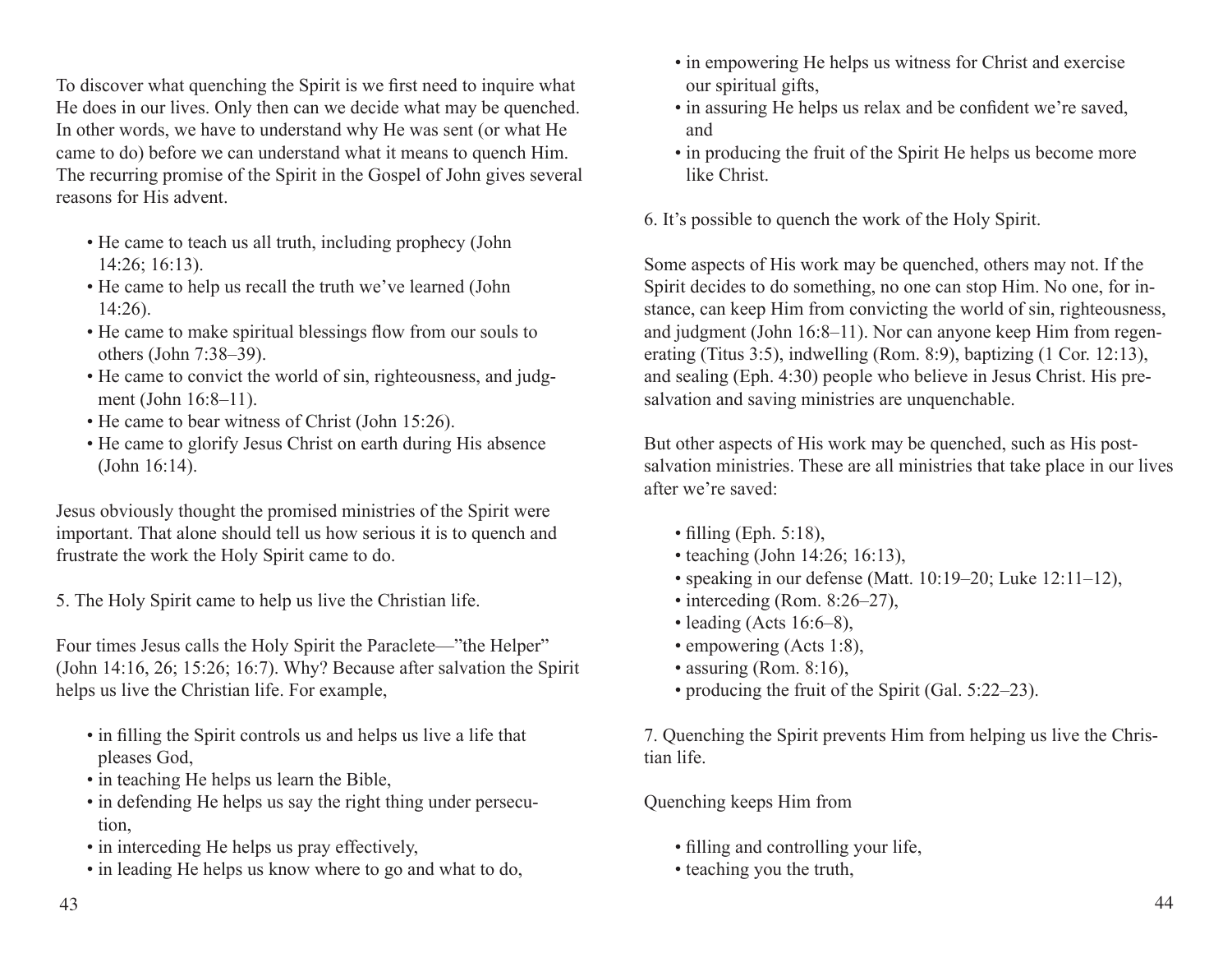To discover what quenching the Spirit is we first need to inquire what He does in our lives. Only then can we decide what may be quenched. In other words, we have to understand why He was sent (or what He came to do) before we can understand what it means to quench Him. The recurring promise of the Spirit in the Gospel of John gives several reasons for His advent.

- He came to teach us all truth, including prophecy (John 14:26; 16:13).
- He came to help us recall the truth we've learned (John 14:26).
- He came to make spiritual blessings flow from our souls to others (John 7:38–39).
- He came to convict the world of sin, righteousness, and judgment (John 16:8–11).
- He came to bear witness of Christ (John 15:26).
- He came to glorify Jesus Christ on earth during His absence (John 16:14).

Jesus obviously thought the promised ministries of the Spirit were important. That alone should tell us how serious it is to quench and frustrate the work the Holy Spirit came to do.

5. The Holy Spirit came to help us live the Christian life.

Four times Jesus calls the Holy Spirit the Paraclete—"the Helper" (John 14:16, 26; 15:26; 16:7). Why? Because after salvation the Spirit helps us live the Christian life. For example,

- in filling the Spirit controls us and helps us live a life that pleases God,
- in teaching He helps us learn the Bible,
- in defending He helps us say the right thing under persecution,
- in interceding He helps us pray effectively,
- in leading He helps us know where to go and what to do,
- in empowering He helps us witness for Christ and exercise our spiritual gifts,
- in assuring He helps us relax and be confident we're saved, and
- in producing the fruit of the Spirit He helps us become more like Christ.

6. It's possible to quench the work of the Holy Spirit.

Some aspects of His work may be quenched, others may not. If the Spirit decides to do something, no one can stop Him. No one, for instance, can keep Him from convicting the world of sin, righteousness, and judgment (John 16:8–11). Nor can anyone keep Him from regenerating (Titus 3:5), indwelling (Rom. 8:9), baptizing (1 Cor. 12:13), and sealing (Eph. 4:30) people who believe in Jesus Christ. His presalvation and saving ministries are unquenchable.

But other aspects of His work may be quenched, such as His post-salvation ministries. These are all ministries that take place in our lives after we're saved:

- filling (Eph. 5:18),
- teaching (John 14:26; 16:13),
- speaking in our defense (Matt. 10:19–20; Luke 12:11–12),
- interceding (Rom. 8:26–27),
- leading (Acts 16:6–8),
- empowering (Acts 1:8),
- assuring (Rom. 8:16),
- producing the fruit of the Spirit (Gal. 5:22–23).

7. Quenching the Spirit prevents Him from helping us live the Christian life.

Quenching keeps Him from

- filling and controlling your life,
- teaching you the truth,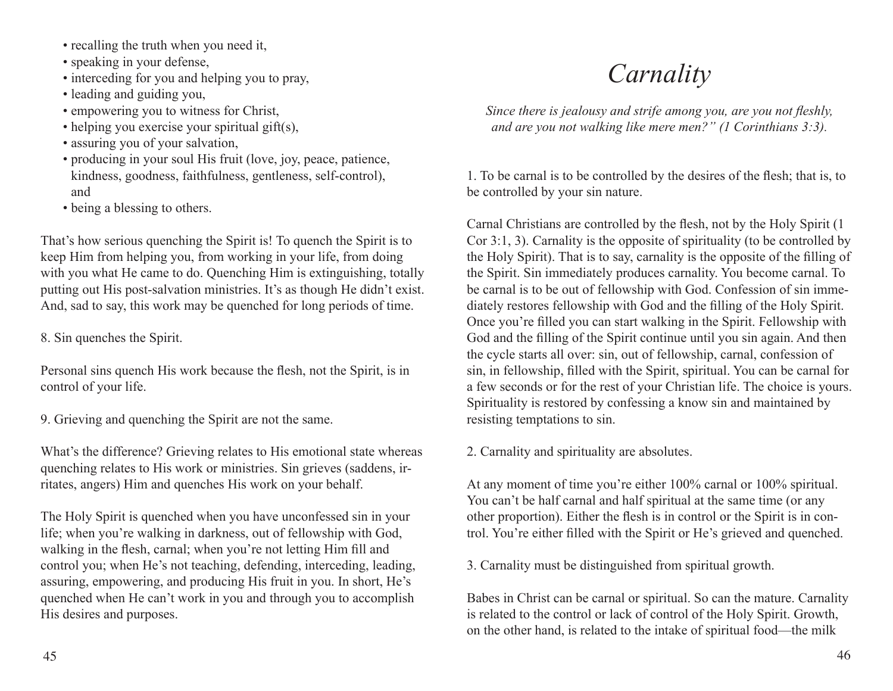- recalling the truth when you need it,
- speaking in your defense,
- interceding for you and helping you to pray,
- leading and guiding you,
- empowering you to witness for Christ,
- helping you exercise your spiritual gift(s),
- assuring you of your salvation,
- producing in your soul His fruit (love, joy, peace, patience, kindness, goodness, faithfulness, gentleness, self-control), and
- being a blessing to others.

That's how serious quenching the Spirit is! To quench the Spirit is to keep Him from helping you, from working in your life, from doing with you what He came to do. Quenching Him is extinguishing, totally putting out His post-salvation ministries. It's as though He didn't exist. And, sad to say, this work may be quenched for long periods of time.

8. Sin quenches the Spirit.

Personal sins quench His work because the flesh, not the Spirit, is in control of your life.

9. Grieving and quenching the Spirit are not the same.

What's the difference? Grieving relates to His emotional state whereas quenching relates to His work or ministries. Sin grieves (saddens, irritates, angers) Him and quenches His work on your behalf.

The Holy Spirit is quenched when you have unconfessed sin in your life; when you're walking in darkness, out of fellowship with God, walking in the flesh, carnal; when you're not letting Him fill and control you; when He's not teaching, defending, interceding, leading, assuring, empowering, and producing His fruit in you. In short, He's quenched when He can't work in you and through you to accomplish His desires and purposes.

# *Carnality*

*Since there is jealousy and strife among you, are you not fleshly, and are you not walking like mere men?" (1 Corinthians 3:3).*

1. To be carnal is to be controlled by the desires of the flesh; that is, to be controlled by your sin nature.

Carnal Christians are controlled by the flesh, not by the Holy Spirit (1 Cor 3:1, 3). Carnality is the opposite of spirituality (to be controlled by the Holy Spirit). That is to say, carnality is the opposite of the filling of the Spirit. Sin immediately produces carnality. You become carnal. To be carnal is to be out of fellowship with God. Confession of sin immediately restores fellowship with God and the filling of the Holy Spirit. Once you're filled you can start walking in the Spirit. Fellowship with God and the filling of the Spirit continue until you sin again. And then the cycle starts all over: sin, out of fellowship, carnal, confession of sin, in fellowship, filled with the Spirit, spiritual. You can be carnal for a few seconds or for the rest of your Christian life. The choice is yours. Spirituality is restored by confessing a know sin and maintained by resisting temptations to sin.

2. Carnality and spirituality are absolutes.

At any moment of time you're either 100% carnal or 100% spiritual. You can't be half carnal and half spiritual at the same time (or any other proportion). Either the flesh is in control or the Spirit is in control. You're either filled with the Spirit or He's grieved and quenched.

3. Carnality must be distinguished from spiritual growth.

Babes in Christ can be carnal or spiritual. So can the mature. Carnality is related to the control or lack of control of the Holy Spirit. Growth, on the other hand, is related to the intake of spiritual food—the milk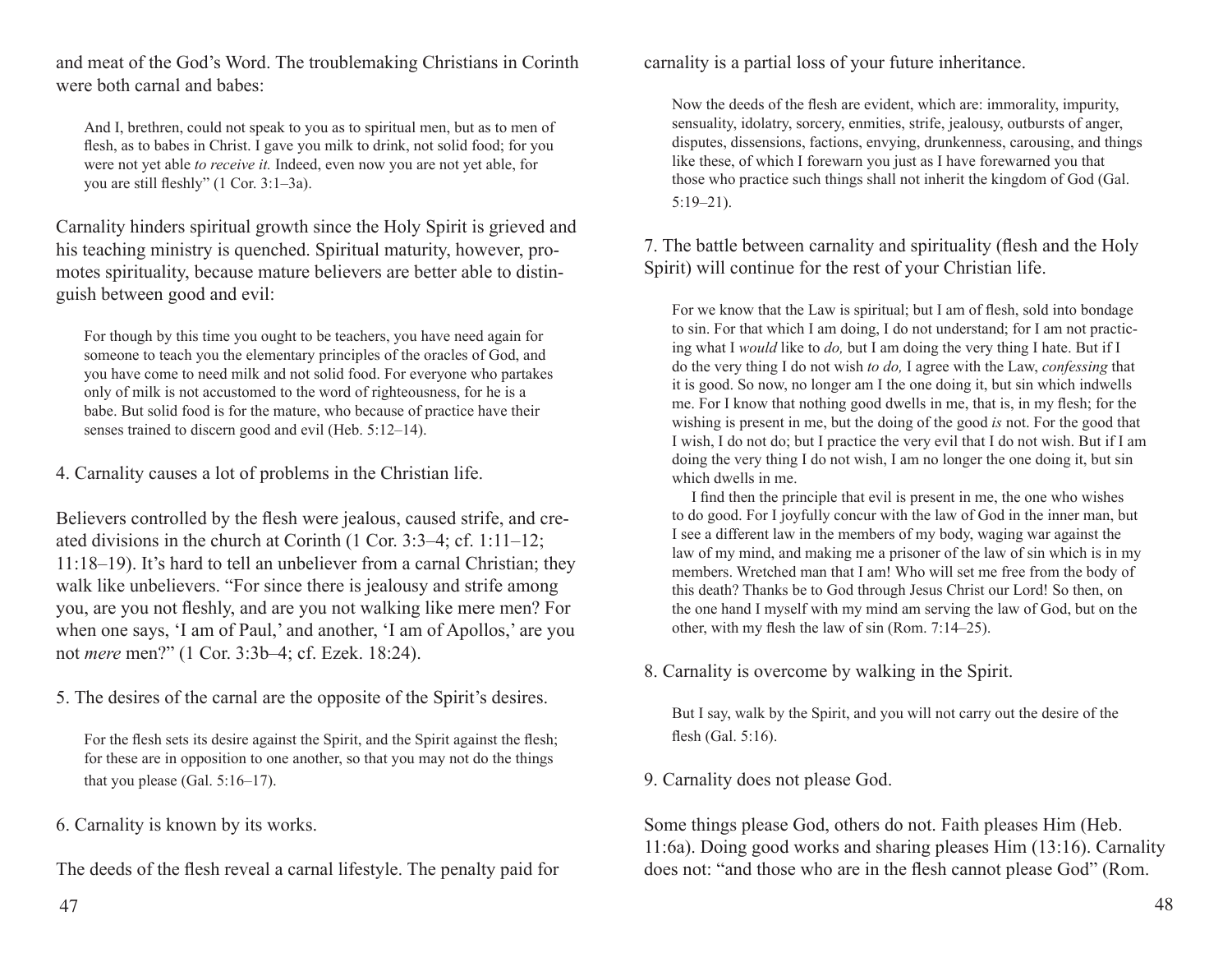and meat of the God's Word. The troublemaking Christians in Corinth were both carnal and babes:

> And I, brethren, could not speak to you as to spiritual men, but as to men of flesh, as to babes in Christ. I gave you milk to drink, not solid food; for you were not yet able *to receive it.* Indeed, even now you are not yet able, for you are still fleshly" (1 Cor. 3:1–3a).

Carnality hinders spiritual growth since the Holy Spirit is grieved and his teaching ministry is quenched. Spiritual maturity, however, promotes spirituality, because mature believers are better able to distinguish between good and evil:

> For though by this time you ought to be teachers, you have need again for someone to teach you the elementary principles of the oracles of God, and you have come to need milk and not solid food. For everyone who partakes only of milk is not accustomed to the word of righteousness, for he is a babe. But solid food is for the mature, who because of practice have their senses trained to discern good and evil (Heb. 5:12–14).

4. Carnality causes a lot of problems in the Christian life.

Believers controlled by the flesh were jealous, caused strife, and created divisions in the church at Corinth (1 Cor. 3:3–4; cf. 1:11–12; 11:18–19). It's hard to tell an unbeliever from a carnal Christian; they walk like unbelievers. "For since there is jealousy and strife among you, are you not fleshly, and are you not walking like mere men? For when one says, 'I am of Paul,' and another, 'I am of Apollos,' are you not *mere* men?" (1 Cor. 3:3b–4; cf. Ezek. 18:24).

5. The desires of the carnal are the opposite of the Spirit's desires.

> For the flesh sets its desire against the Spirit, and the Spirit against the flesh; for these are in opposition to one another, so that you may not do the things that you please (Gal. 5:16–17).

6. Carnality is known by its works.

The deeds of the flesh reveal a carnal lifestyle. The penalty paid for carnality is a partial loss of your future inheritance.

> Now the deeds of the flesh are evident, which are: immorality, impurity, sensuality, idolatry, sorcery, enmities, strife, jealousy, outbursts of anger, disputes, dissensions, factions, envying, drunkenness, carousing, and things like these, of which I forewarn you just as I have forewarned you that those who practice such things shall not inherit the kingdom of God (Gal. 5:19–21).

7. The battle between carnality and spirituality (flesh and the Holy Spirit) will continue for the rest of your Christian life.

> For we know that the Law is spiritual; but I am of flesh, sold into bondage to sin. For that which I am doing, I do not understand; for I am not practicing what I *would* like to *do,* but I am doing the very thing I hate. But if I do the very thing I do not wish *to do,* I agree with the Law, *confessing* that it is good. So now, no longer am I the one doing it, but sin which indwells me. For I know that nothing good dwells in me, that is, in my flesh; for the wishing is present in me, but the doing of the good *is* not. For the good that I wish, I do not do; but I practice the very evil that I do not wish. But if I am doing the very thing I do not wish, I am no longer the one doing it, but sin which dwells in me.
>
> I find then the principle that evil is present in me, the one who wishes to do good. For I joyfully concur with the law of God in the inner man, but I see a different law in the members of my body, waging war against the law of my mind, and making me a prisoner of the law of sin which is in my members. Wretched man that I am! Who will set me free from the body of this death? Thanks be to God through Jesus Christ our Lord! So then, on the one hand I myself with my mind am serving the law of God, but on the other, with my flesh the law of sin (Rom. 7:14–25).

8. Carnality is overcome by walking in the Spirit.

> But I say, walk by the Spirit, and you will not carry out the desire of the flesh (Gal. 5:16).

9. Carnality does not please God.

Some things please God, others do not. Faith pleases Him (Heb. 11:6a). Doing good works and sharing pleases Him (13:16). Carnality does not: "and those who are in the flesh cannot please God" (Rom.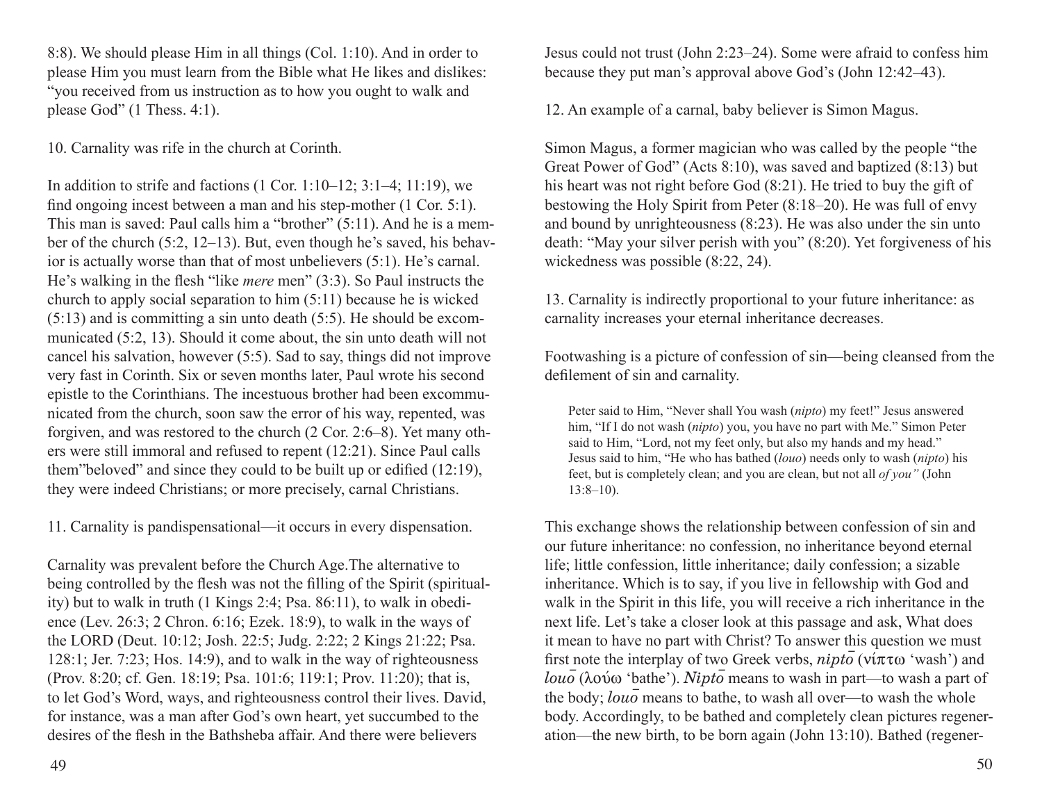8:8). We should please Him in all things (Col. 1:10). And in order to please Him you must learn from the Bible what He likes and dislikes: "you received from us instruction as to how you ought to walk and please God" (1 Thess. 4:1).

10. Carnality was rife in the church at Corinth.

In addition to strife and factions (1 Cor. 1:10–12; 3:1–4; 11:19), we find ongoing incest between a man and his step-mother (1 Cor. 5:1). This man is saved: Paul calls him a "brother" (5:11). And he is a member of the church (5:2, 12–13). But, even though he's saved, his behavior is actually worse than that of most unbelievers (5:1). He's carnal. He's walking in the flesh "like *mere* men" (3:3). So Paul instructs the church to apply social separation to him (5:11) because he is wicked (5:13) and is committing a sin unto death (5:5). He should be excommunicated (5:2, 13). Should it come about, the sin unto death will not cancel his salvation, however (5:5). Sad to say, things did not improve very fast in Corinth. Six or seven months later, Paul wrote his second epistle to the Corinthians. The incestuous brother had been excommunicated from the church, soon saw the error of his way, repented, was forgiven, and was restored to the church (2 Cor. 2:6–8). Yet many others were still immoral and refused to repent (12:21). Since Paul calls them"beloved" and since they could to be built up or edified (12:19), they were indeed Christians; or more precisely, carnal Christians.

11. Carnality is pandispensational—it occurs in every dispensation.

Carnality was prevalent before the Church Age.The alternative to being controlled by the flesh was not the filling of the Spirit (spirituality) but to walk in truth (1 Kings 2:4; Psa. 86:11), to walk in obedience (Lev. 26:3; 2 Chron. 6:16; Ezek. 18:9), to walk in the ways of the LORD (Deut. 10:12; Josh. 22:5; Judg. 2:22; 2 Kings 21:22; Psa. 128:1; Jer. 7:23; Hos. 14:9), and to walk in the way of righteousness (Prov. 8:20; cf. Gen. 18:19; Psa. 101:6; 119:1; Prov. 11:20); that is, to let God's Word, ways, and righteousness control their lives. David, for instance, was a man after God's own heart, yet succumbed to the desires of the flesh in the Bathsheba affair. And there were believers Jesus could not trust (John 2:23–24). Some were afraid to confess him because they put man's approval above God's (John 12:42–43).

12. An example of a carnal, baby believer is Simon Magus.

Simon Magus, a former magician who was called by the people "the Great Power of God" (Acts 8:10), was saved and baptized (8:13) but his heart was not right before God (8:21). He tried to buy the gift of bestowing the Holy Spirit from Peter (8:18–20). He was full of envy and bound by unrighteousness (8:23). He was also under the sin unto death: "May your silver perish with you" (8:20). Yet forgiveness of his wickedness was possible (8:22, 24).

13. Carnality is indirectly proportional to your future inheritance: as carnality increases your eternal inheritance decreases.

Footwashing is a picture of confession of sin—being cleansed from the defilement of sin and carnality.

> Peter said to Him, "Never shall You wash (*nipto*) my feet!" Jesus answered him, "If I do not wash (*nipto*) you, you have no part with Me." Simon Peter said to Him, "Lord, not my feet only, but also my hands and my head." Jesus said to him, "He who has bathed (*louo*) needs only to wash (*nipto*) his feet, but is completely clean; and you are clean, but not all *of you"* (John 13:8–10).

This exchange shows the relationship between confession of sin and our future inheritance: no confession, no inheritance beyond eternal life; little confession, little inheritance; daily confession; a sizable inheritance. Which is to say, if you live in fellowship with God and walk in the Spirit in this life, you will receive a rich inheritance in the next life. Let's take a closer look at this passage and ask, What does it mean to have no part with Christ? To answer this question we must first note the interplay of two Greek verbs, *niptō* (νίπτω 'wash') and *louō* (λούω 'bathe'). *Niptō* means to wash in part—to wash a part of the body; *louō* means to bathe, to wash all over—to wash the whole body. Accordingly, to be bathed and completely clean pictures regeneration—the new birth, to be born again (John 13:10). Bathed (regener-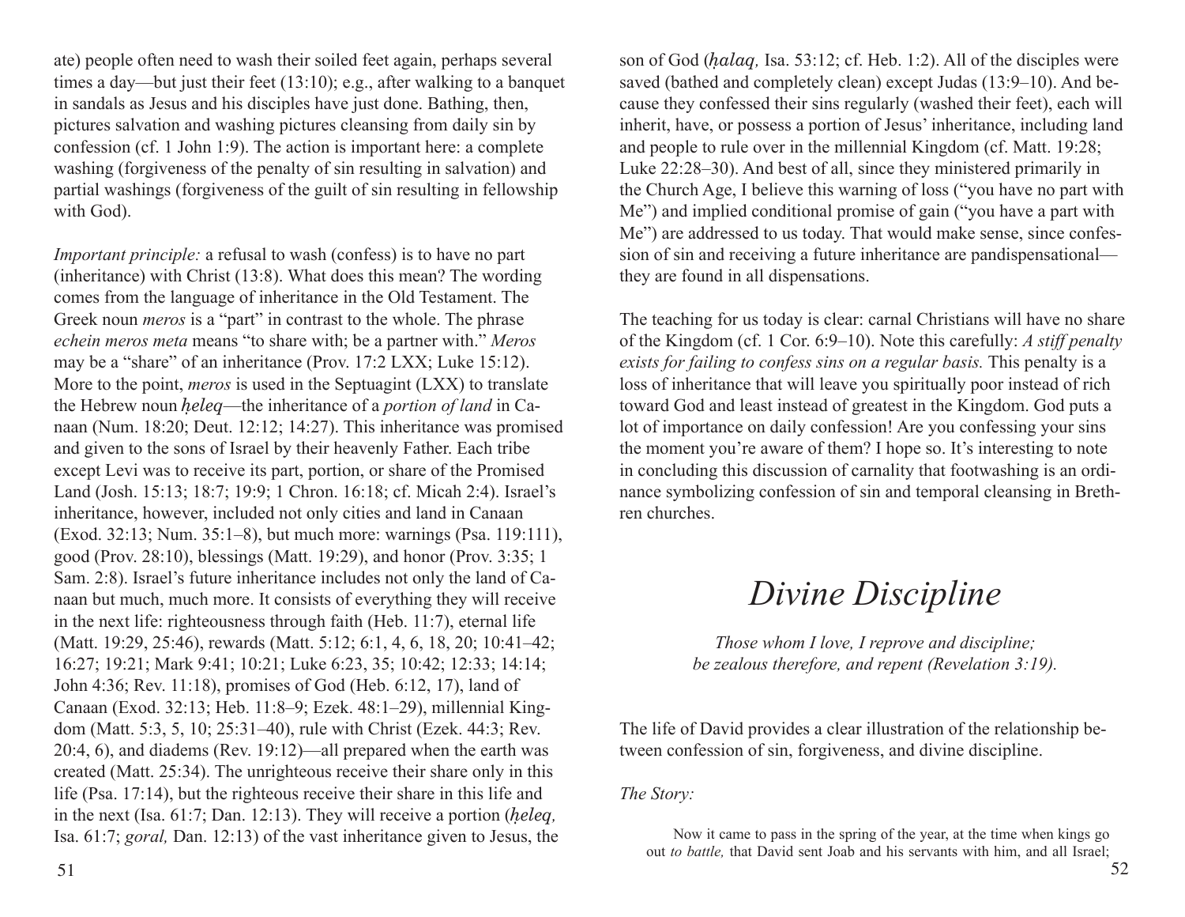ate) people often need to wash their soiled feet again, perhaps several times a day—but just their feet (13:10); e.g., after walking to a banquet in sandals as Jesus and his disciples have just done. Bathing, then, pictures salvation and washing pictures cleansing from daily sin by confession (cf. 1 John 1:9). The action is important here: a complete washing (forgiveness of the penalty of sin resulting in salvation) and partial washings (forgiveness of the guilt of sin resulting in fellowship with God).

*Important principle:* a refusal to wash (confess) is to have no part (inheritance) with Christ (13:8). What does this mean? The wording comes from the language of inheritance in the Old Testament. The Greek noun *meros* is a "part" in contrast to the whole. The phrase *echein meros meta* means "to share with; be a partner with." *Meros* may be a "share" of an inheritance (Prov. 17:2 LXX; Luke 15:12). More to the point, *meros* is used in the Septuagint (LXX) to translate the Hebrew noun *ḥeleq*—the inheritance of a *portion of land* in Canaan (Num. 18:20; Deut. 12:12; 14:27). This inheritance was promised and given to the sons of Israel by their heavenly Father. Each tribe except Levi was to receive its part, portion, or share of the Promised Land (Josh. 15:13; 18:7; 19:9; 1 Chron. 16:18; cf. Micah 2:4). Israel's inheritance, however, included not only cities and land in Canaan (Exod. 32:13; Num. 35:1–8), but much more: warnings (Psa. 119:111), good (Prov. 28:10), blessings (Matt. 19:29), and honor (Prov. 3:35; 1 Sam. 2:8). Israel's future inheritance includes not only the land of Canaan but much, much more. It consists of everything they will receive in the next life: righteousness through faith (Heb. 11:7), eternal life (Matt. 19:29, 25:46), rewards (Matt. 5:12; 6:1, 4, 6, 18, 20; 10:41–42; 16:27; 19:21; Mark 9:41; 10:21; Luke 6:23, 35; 10:42; 12:33; 14:14; John 4:36; Rev. 11:18), promises of God (Heb. 6:12, 17), land of Canaan (Exod. 32:13; Heb. 11:8–9; Ezek. 48:1–29), millennial Kingdom (Matt. 5:3, 5, 10; 25:31–40), rule with Christ (Ezek. 44:3; Rev. 20:4, 6), and diadems (Rev. 19:12)—all prepared when the earth was created (Matt. 25:34). The unrighteous receive their share only in this life (Psa. 17:14), but the righteous receive their share in this life and in the next (Isa. 61:7; Dan. 12:13). They will receive a portion (*ḥeleq,* Isa. 61:7; *goral,* Dan. 12:13) of the vast inheritance given to Jesus, the son of God (*ḥalaq,* Isa. 53:12; cf. Heb. 1:2). All of the disciples were saved (bathed and completely clean) except Judas (13:9–10). And because they confessed their sins regularly (washed their feet), each will inherit, have, or possess a portion of Jesus' inheritance, including land and people to rule over in the millennial Kingdom (cf. Matt. 19:28; Luke 22:28–30). And best of all, since they ministered primarily in the Church Age, I believe this warning of loss ("you have no part with Me") and implied conditional promise of gain ("you have a part with Me") are addressed to us today. That would make sense, since confession of sin and receiving a future inheritance are pandispensational—they are found in all dispensations.

The teaching for us today is clear: carnal Christians will have no share of the Kingdom (cf. 1 Cor. 6:9–10). Note this carefully: *A stiff penalty exists for failing to confess sins on a regular basis.* This penalty is a loss of inheritance that will leave you spiritually poor instead of rich toward God and least instead of greatest in the Kingdom. God puts a lot of importance on daily confession! Are you confessing your sins the moment you're aware of them? I hope so. It's interesting to note in concluding this discussion of carnality that footwashing is an ordinance symbolizing confession of sin and temporal cleansing in Brethren churches.

# *Divine Discipline*

*Those whom I love, I reprove and discipline;*
*be zealous therefore, and repent (Revelation 3:19).*

The life of David provides a clear illustration of the relationship between confession of sin, forgiveness, and divine discipline.

*The Story:*

> Now it came to pass in the spring of the year, at the time when kings go out *to battle,* that David sent Joab and his servants with him, and all Israel;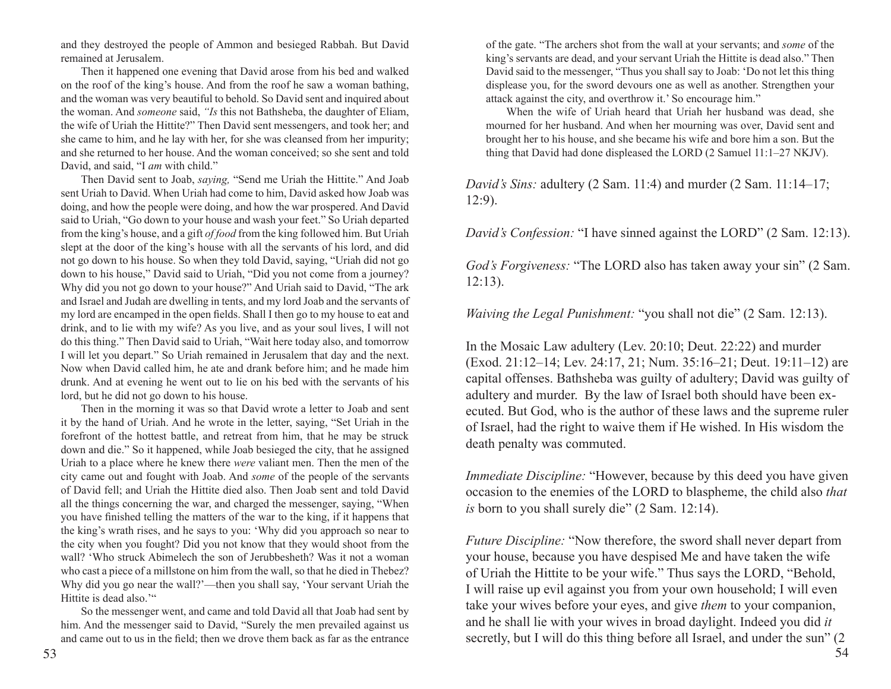and they destroyed the people of Ammon and besieged Rabbah. But David remained at Jerusalem.

Then it happened one evening that David arose from his bed and walked on the roof of the king's house. And from the roof he saw a woman bathing, and the woman was very beautiful to behold. So David sent and inquired about the woman. And *someone* said, *"Is* this not Bathsheba, the daughter of Eliam, the wife of Uriah the Hittite?" Then David sent messengers, and took her; and she came to him, and he lay with her, for she was cleansed from her impurity; and she returned to her house. And the woman conceived; so she sent and told David, and said, "I *am* with child."

Then David sent to Joab, *saying,* "Send me Uriah the Hittite." And Joab sent Uriah to David. When Uriah had come to him, David asked how Joab was doing, and how the people were doing, and how the war prospered. And David said to Uriah, "Go down to your house and wash your feet." So Uriah departed from the king's house, and a gift *of food* from the king followed him. But Uriah slept at the door of the king's house with all the servants of his lord, and did not go down to his house. So when they told David, saying, "Uriah did not go down to his house," David said to Uriah, "Did you not come from a journey? Why did you not go down to your house?" And Uriah said to David, "The ark and Israel and Judah are dwelling in tents, and my lord Joab and the servants of my lord are encamped in the open fields. Shall I then go to my house to eat and drink, and to lie with my wife? As you live, and as your soul lives, I will not do this thing." Then David said to Uriah, "Wait here today also, and tomorrow I will let you depart." So Uriah remained in Jerusalem that day and the next. Now when David called him, he ate and drank before him; and he made him drunk. And at evening he went out to lie on his bed with the servants of his lord, but he did not go down to his house.

Then in the morning it was so that David wrote a letter to Joab and sent it by the hand of Uriah. And he wrote in the letter, saying, "Set Uriah in the forefront of the hottest battle, and retreat from him, that he may be struck down and die." So it happened, while Joab besieged the city, that he assigned Uriah to a place where he knew there *were* valiant men. Then the men of the city came out and fought with Joab. And *some* of the people of the servants of David fell; and Uriah the Hittite died also. Then Joab sent and told David all the things concerning the war, and charged the messenger, saying, "When you have finished telling the matters of the war to the king, if it happens that the king's wrath rises, and he says to you: 'Why did you approach so near to the city when you fought? Did you not know that they would shoot from the wall? 'Who struck Abimelech the son of Jerubbesheth? Was it not a woman who cast a piece of a millstone on him from the wall, so that he died in Thebez? Why did you go near the wall?'—then you shall say, 'Your servant Uriah the Hittite is dead also.'"

So the messenger went, and came and told David all that Joab had sent by him. And the messenger said to David, "Surely the men prevailed against us and came out to us in the field; then we drove them back as far as the entrance of the gate. "The archers shot from the wall at your servants; and *some* of the king's servants are dead, and your servant Uriah the Hittite is dead also." Then David said to the messenger, "Thus you shall say to Joab: 'Do not let this thing displease you, for the sword devours one as well as another. Strengthen your attack against the city, and overthrow it.' So encourage him."

When the wife of Uriah heard that Uriah her husband was dead, she mourned for her husband. And when her mourning was over, David sent and brought her to his house, and she became his wife and bore him a son. But the thing that David had done displeased the LORD (2 Samuel 11:1–27 NKJV).

*David's Sins:* adultery (2 Sam. 11:4) and murder (2 Sam. 11:14–17; 12:9).

*David's Confession:* "I have sinned against the LORD" (2 Sam. 12:13).

*God's Forgiveness:* "The LORD also has taken away your sin" (2 Sam. 12:13).

*Waiving the Legal Punishment:* "you shall not die" (2 Sam. 12:13).

In the Mosaic Law adultery (Lev. 20:10; Deut. 22:22) and murder (Exod. 21:12–14; Lev. 24:17, 21; Num. 35:16–21; Deut. 19:11–12) are capital offenses. Bathsheba was guilty of adultery; David was guilty of adultery and murder. By the law of Israel both should have been executed. But God, who is the author of these laws and the supreme ruler of Israel, had the right to waive them if He wished. In His wisdom the death penalty was commuted.

*Immediate Discipline:* "However, because by this deed you have given occasion to the enemies of the LORD to blaspheme, the child also *that is* born to you shall surely die" (2 Sam. 12:14).

*Future Discipline:* "Now therefore, the sword shall never depart from your house, because you have despised Me and have taken the wife of Uriah the Hittite to be your wife." Thus says the LORD, "Behold, I will raise up evil against you from your own household; I will even take your wives before your eyes, and give *them* to your companion, and he shall lie with your wives in broad daylight. Indeed you did *it* secretly, but I will do this thing before all Israel, and under the sun" (2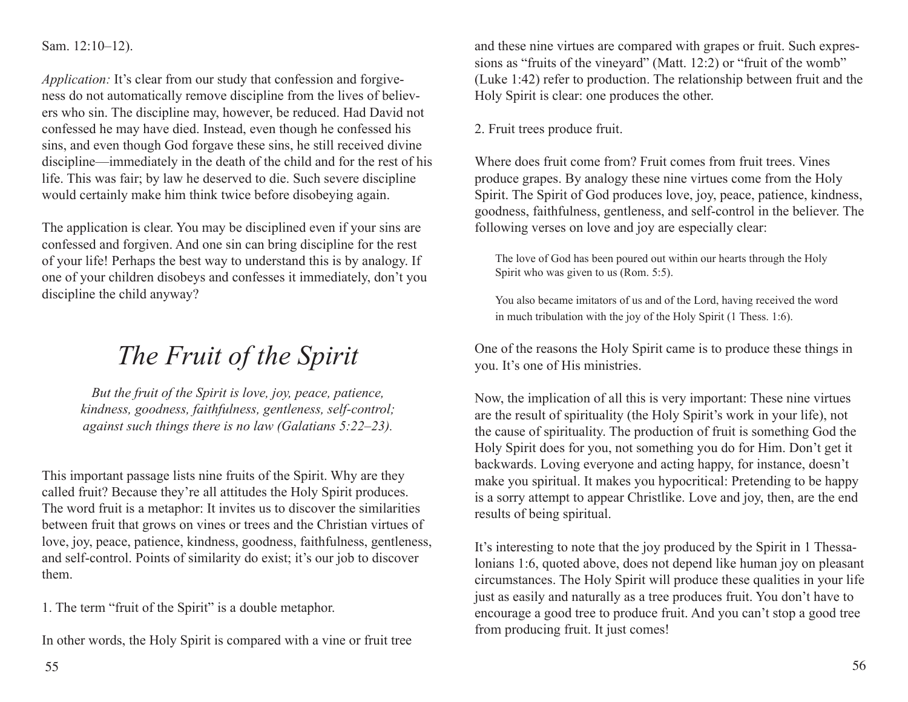Sam. 12:10–12).

*Application:* It's clear from our study that confession and forgiveness do not automatically remove discipline from the lives of believers who sin. The discipline may, however, be reduced. Had David not confessed he may have died. Instead, even though he confessed his sins, and even though God forgave these sins, he still received divine discipline—immediately in the death of the child and for the rest of his life. This was fair; by law he deserved to die. Such severe discipline would certainly make him think twice before disobeying again.

The application is clear. You may be disciplined even if your sins are confessed and forgiven. And one sin can bring discipline for the rest of your life! Perhaps the best way to understand this is by analogy. If one of your children disobeys and confesses it immediately, don't you discipline the child anyway?

# *The Fruit of the Spirit*

*But the fruit of the Spirit is love, joy, peace, patience, kindness, goodness, faithfulness, gentleness, self-control; against such things there is no law (Galatians 5:22–23).*

This important passage lists nine fruits of the Spirit. Why are they called fruit? Because they're all attitudes the Holy Spirit produces. The word fruit is a metaphor: It invites us to discover the similarities between fruit that grows on vines or trees and the Christian virtues of love, joy, peace, patience, kindness, goodness, faithfulness, gentleness, and self-control. Points of similarity do exist; it's our job to discover them.

1. The term "fruit of the Spirit" is a double metaphor.

In other words, the Holy Spirit is compared with a vine or fruit tree and these nine virtues are compared with grapes or fruit. Such expressions as "fruits of the vineyard" (Matt. 12:2) or "fruit of the womb" (Luke 1:42) refer to production. The relationship between fruit and the Holy Spirit is clear: one produces the other.

2. Fruit trees produce fruit.

Where does fruit come from? Fruit comes from fruit trees. Vines produce grapes. By analogy these nine virtues come from the Holy Spirit. The Spirit of God produces love, joy, peace, patience, kindness, goodness, faithfulness, gentleness, and self-control in the believer. The following verses on love and joy are especially clear:

> The love of God has been poured out within our hearts through the Holy Spirit who was given to us (Rom. 5:5).
>
> You also became imitators of us and of the Lord, having received the word in much tribulation with the joy of the Holy Spirit (1 Thess. 1:6).

One of the reasons the Holy Spirit came is to produce these things in you. It's one of His ministries.

Now, the implication of all this is very important: These nine virtues are the result of spirituality (the Holy Spirit's work in your life), not the cause of spirituality. The production of fruit is something God the Holy Spirit does for you, not something you do for Him. Don't get it backwards. Loving everyone and acting happy, for instance, doesn't make you spiritual. It makes you hypocritical: Pretending to be happy is a sorry attempt to appear Christlike. Love and joy, then, are the end results of being spiritual.

It's interesting to note that the joy produced by the Spirit in 1 Thessalonians 1:6, quoted above, does not depend like human joy on pleasant circumstances. The Holy Spirit will produce these qualities in your life just as easily and naturally as a tree produces fruit. You don't have to encourage a good tree to produce fruit. And you can't stop a good tree from producing fruit. It just comes!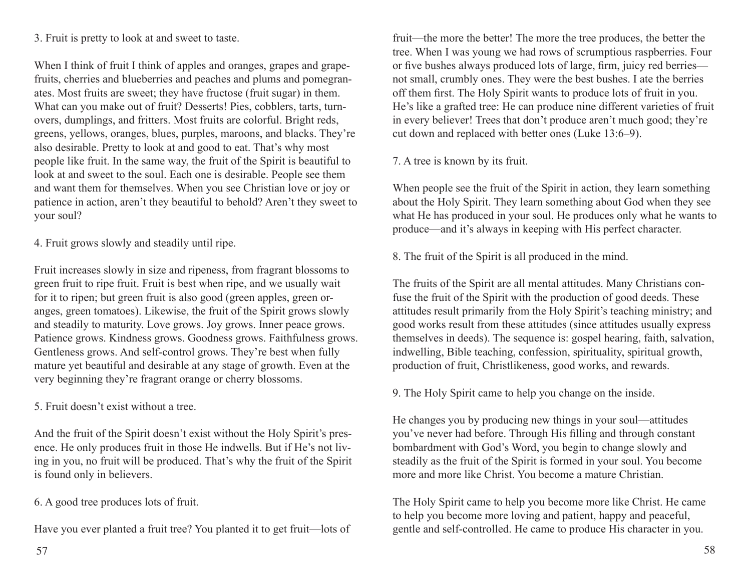3. Fruit is pretty to look at and sweet to taste.

When I think of fruit I think of apples and oranges, grapes and grapefruits, cherries and blueberries and peaches and plums and pomegranates. Most fruits are sweet; they have fructose (fruit sugar) in them. What can you make out of fruit? Desserts! Pies, cobblers, tarts, turnovers, dumplings, and fritters. Most fruits are colorful. Bright reds, greens, yellows, oranges, blues, purples, maroons, and blacks. They're also desirable. Pretty to look at and good to eat. That's why most people like fruit. In the same way, the fruit of the Spirit is beautiful to look at and sweet to the soul. Each one is desirable. People see them and want them for themselves. When you see Christian love or joy or patience in action, aren't they beautiful to behold? Aren't they sweet to your soul?

4. Fruit grows slowly and steadily until ripe.

Fruit increases slowly in size and ripeness, from fragrant blossoms to green fruit to ripe fruit. Fruit is best when ripe, and we usually wait for it to ripen; but green fruit is also good (green apples, green oranges, green tomatoes). Likewise, the fruit of the Spirit grows slowly and steadily to maturity. Love grows. Joy grows. Inner peace grows. Patience grows. Kindness grows. Goodness grows. Faithfulness grows. Gentleness grows. And self-control grows. They're best when fully mature yet beautiful and desirable at any stage of growth. Even at the very beginning they're fragrant orange or cherry blossoms.

5. Fruit doesn't exist without a tree.

And the fruit of the Spirit doesn't exist without the Holy Spirit's presence. He only produces fruit in those He indwells. But if He's not living in you, no fruit will be produced. That's why the fruit of the Spirit is found only in believers.

6. A good tree produces lots of fruit.

Have you ever planted a fruit tree? You planted it to get fruit—lots of fruit—the more the better! The more the tree produces, the better the tree. When I was young we had rows of scrumptious raspberries. Four or five bushes always produced lots of large, firm, juicy red berries—not small, crumbly ones. They were the best bushes. I ate the berries off them first. The Holy Spirit wants to produce lots of fruit in you. He's like a grafted tree: He can produce nine different varieties of fruit in every believer! Trees that don't produce aren't much good; they're cut down and replaced with better ones (Luke 13:6–9).

7. A tree is known by its fruit.

When people see the fruit of the Spirit in action, they learn something about the Holy Spirit. They learn something about God when they see what He has produced in your soul. He produces only what he wants to produce—and it's always in keeping with His perfect character.

8. The fruit of the Spirit is all produced in the mind.

The fruits of the Spirit are all mental attitudes. Many Christians confuse the fruit of the Spirit with the production of good deeds. These attitudes result primarily from the Holy Spirit's teaching ministry; and good works result from these attitudes (since attitudes usually express themselves in deeds). The sequence is: gospel hearing, faith, salvation, indwelling, Bible teaching, confession, spirituality, spiritual growth, production of fruit, Christlikeness, good works, and rewards.

9. The Holy Spirit came to help you change on the inside.

He changes you by producing new things in your soul—attitudes you've never had before. Through His filling and through constant bombardment with God's Word, you begin to change slowly and steadily as the fruit of the Spirit is formed in your soul. You become more and more like Christ. You become a mature Christian.

The Holy Spirit came to help you become more like Christ. He came to help you become more loving and patient, happy and peaceful, gentle and self-controlled. He came to produce His character in you.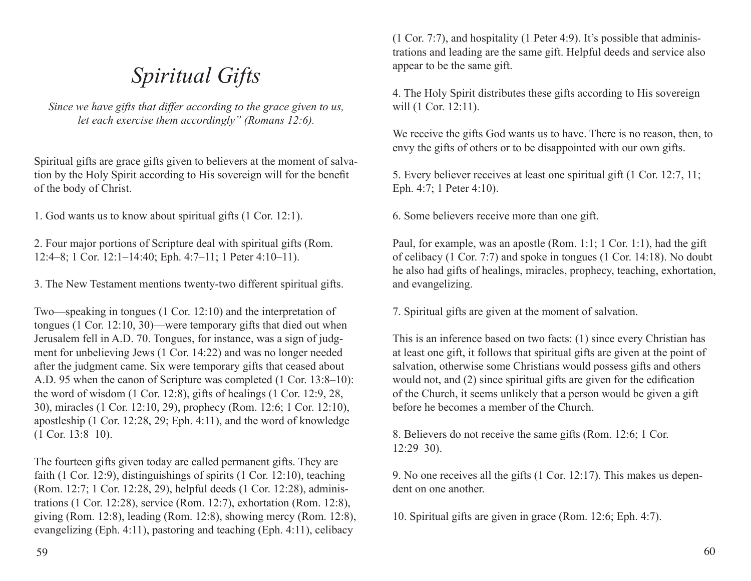# *Spiritual Gifts*

*Since we have gifts that differ according to the grace given to us, let each exercise them accordingly" (Romans 12:6).*

Spiritual gifts are grace gifts given to believers at the moment of salvation by the Holy Spirit according to His sovereign will for the benefit of the body of Christ.

1. God wants us to know about spiritual gifts (1 Cor. 12:1).

2. Four major portions of Scripture deal with spiritual gifts (Rom. 12:4–8; 1 Cor. 12:1–14:40; Eph. 4:7–11; 1 Peter 4:10–11).

3. The New Testament mentions twenty-two different spiritual gifts.

Two—speaking in tongues (1 Cor. 12:10) and the interpretation of tongues (1 Cor. 12:10, 30)—were temporary gifts that died out when Jerusalem fell in A.D. 70. Tongues, for instance, was a sign of judgment for unbelieving Jews (1 Cor. 14:22) and was no longer needed after the judgment came. Six were temporary gifts that ceased about A.D. 95 when the canon of Scripture was completed (1 Cor. 13:8–10): the word of wisdom (1 Cor. 12:8), gifts of healings (1 Cor. 12:9, 28, 30), miracles (1 Cor. 12:10, 29), prophecy (Rom. 12:6; 1 Cor. 12:10), apostleship (1 Cor. 12:28, 29; Eph. 4:11), and the word of knowledge (1 Cor. 13:8–10).

The fourteen gifts given today are called permanent gifts. They are faith (1 Cor. 12:9), distinguishings of spirits (1 Cor. 12:10), teaching (Rom. 12:7; 1 Cor. 12:28, 29), helpful deeds (1 Cor. 12:28), administrations (1 Cor. 12:28), service (Rom. 12:7), exhortation (Rom. 12:8), giving (Rom. 12:8), leading (Rom. 12:8), showing mercy (Rom. 12:8), evangelizing (Eph. 4:11), pastoring and teaching (Eph. 4:11), celibacy (1 Cor. 7:7), and hospitality (1 Peter 4:9). It's possible that administrations and leading are the same gift. Helpful deeds and service also appear to be the same gift.

4. The Holy Spirit distributes these gifts according to His sovereign will (1 Cor. 12:11).

We receive the gifts God wants us to have. There is no reason, then, to envy the gifts of others or to be disappointed with our own gifts.

5. Every believer receives at least one spiritual gift (1 Cor. 12:7, 11; Eph. 4:7; 1 Peter 4:10).

6. Some believers receive more than one gift.

Paul, for example, was an apostle (Rom. 1:1; 1 Cor. 1:1), had the gift of celibacy (1 Cor. 7:7) and spoke in tongues (1 Cor. 14:18). No doubt he also had gifts of healings, miracles, prophecy, teaching, exhortation, and evangelizing.

7. Spiritual gifts are given at the moment of salvation.

This is an inference based on two facts: (1) since every Christian has at least one gift, it follows that spiritual gifts are given at the point of salvation, otherwise some Christians would possess gifts and others would not, and (2) since spiritual gifts are given for the edification of the Church, it seems unlikely that a person would be given a gift before he becomes a member of the Church.

8. Believers do not receive the same gifts (Rom. 12:6; 1 Cor. 12:29–30).

9. No one receives all the gifts (1 Cor. 12:17). This makes us dependent on one another.

10. Spiritual gifts are given in grace (Rom. 12:6; Eph. 4:7).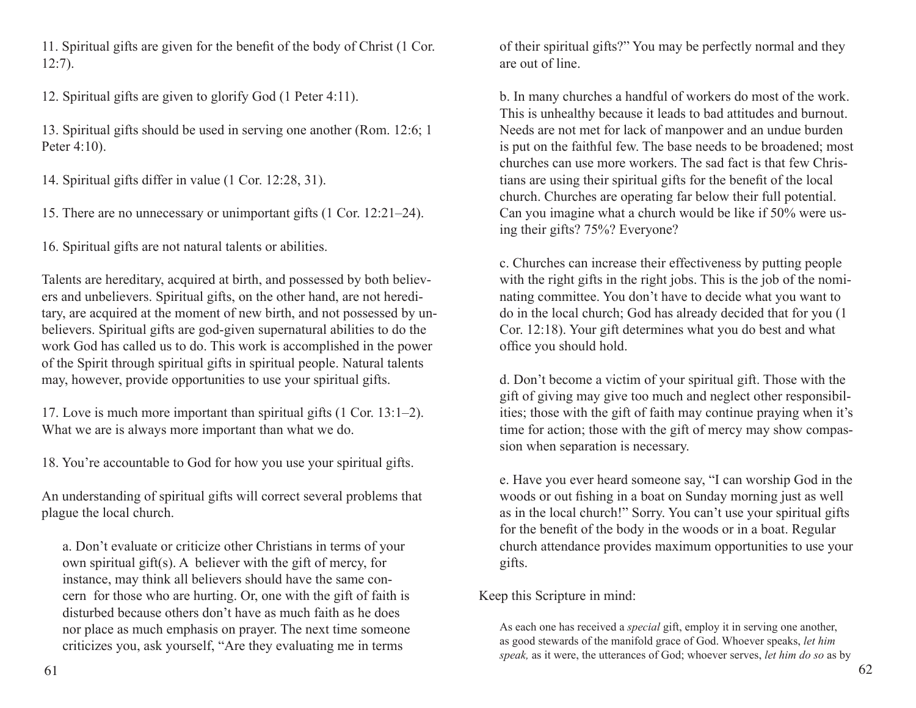11. Spiritual gifts are given for the benefit of the body of Christ (1 Cor. 12:7).

12. Spiritual gifts are given to glorify God (1 Peter 4:11).

13. Spiritual gifts should be used in serving one another (Rom. 12:6; 1 Peter 4:10).

14. Spiritual gifts differ in value (1 Cor. 12:28, 31).

15. There are no unnecessary or unimportant gifts (1 Cor. 12:21–24).

16. Spiritual gifts are not natural talents or abilities.

Talents are hereditary, acquired at birth, and possessed by both believers and unbelievers. Spiritual gifts, on the other hand, are not hereditary, are acquired at the moment of new birth, and not possessed by unbelievers. Spiritual gifts are god-given supernatural abilities to do the work God has called us to do. This work is accomplished in the power of the Spirit through spiritual gifts in spiritual people. Natural talents may, however, provide opportunities to use your spiritual gifts.

17. Love is much more important than spiritual gifts (1 Cor. 13:1–2). What we are is always more important than what we do.

18. You're accountable to God for how you use your spiritual gifts.

An understanding of spiritual gifts will correct several problems that plague the local church.

a. Don't evaluate or criticize other Christians in terms of your own spiritual gift(s). A believer with the gift of mercy, for instance, may think all believers should have the same concern for those who are hurting. Or, one with the gift of faith is disturbed because others don't have as much faith as he does nor place as much emphasis on prayer. The next time someone criticizes you, ask yourself, "Are they evaluating me in terms of their spiritual gifts?" You may be perfectly normal and they are out of line.

b. In many churches a handful of workers do most of the work. This is unhealthy because it leads to bad attitudes and burnout. Needs are not met for lack of manpower and an undue burden is put on the faithful few. The base needs to be broadened; most churches can use more workers. The sad fact is that few Christians are using their spiritual gifts for the benefit of the local church. Churches are operating far below their full potential. Can you imagine what a church would be like if 50% were using their gifts? 75%? Everyone?

c. Churches can increase their effectiveness by putting people with the right gifts in the right jobs. This is the job of the nominating committee. You don't have to decide what you want to do in the local church; God has already decided that for you (1 Cor. 12:18). Your gift determines what you do best and what office you should hold.

d. Don't become a victim of your spiritual gift. Those with the gift of giving may give too much and neglect other responsibilities; those with the gift of faith may continue praying when it's time for action; those with the gift of mercy may show compassion when separation is necessary.

e. Have you ever heard someone say, "I can worship God in the woods or out fishing in a boat on Sunday morning just as well as in the local church!" Sorry. You can't use your spiritual gifts for the benefit of the body in the woods or in a boat. Regular church attendance provides maximum opportunities to use your gifts.

Keep this Scripture in mind:

> As each one has received a *special* gift, employ it in serving one another, as good stewards of the manifold grace of God. Whoever speaks, *let him speak,* as it were, the utterances of God; whoever serves, *let him do so* as by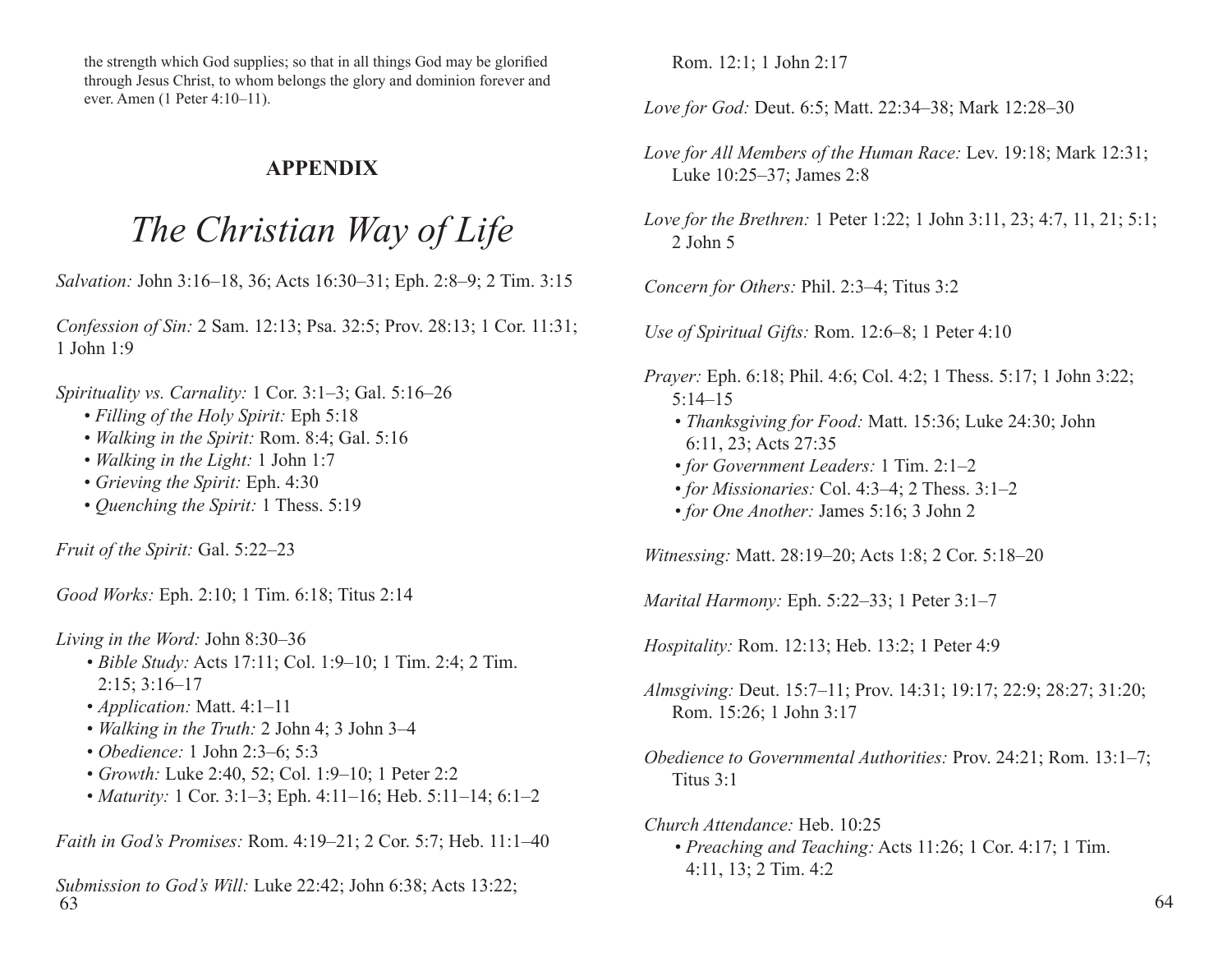the strength which God supplies; so that in all things God may be glorified through Jesus Christ, to whom belongs the glory and dominion forever and ever. Amen (1 Peter 4:10–11).

**APPENDIX**

# *The Christian Way of Life*

*Salvation:* John 3:16–18, 36; Acts 16:30–31; Eph. 2:8–9; 2 Tim. 3:15

*Confession of Sin:* 2 Sam. 12:13; Psa. 32:5; Prov. 28:13; 1 Cor. 11:31; 1 John 1:9

*Spirituality vs. Carnality:* 1 Cor. 3:1–3; Gal. 5:16–26
- *Filling of the Holy Spirit:* Eph 5:18
- *Walking in the Spirit:* Rom. 8:4; Gal. 5:16
- *Walking in the Light:* 1 John 1:7
- *Grieving the Spirit:* Eph. 4:30
- *Quenching the Spirit:* 1 Thess. 5:19

*Fruit of the Spirit:* Gal. 5:22–23

*Good Works:* Eph. 2:10; 1 Tim. 6:18; Titus 2:14

*Living in the Word:* John 8:30–36
- *Bible Study:* Acts 17:11; Col. 1:9–10; 1 Tim. 2:4; 2 Tim. 2:15; 3:16–17
- *Application:* Matt. 4:1–11
- *Walking in the Truth:* 2 John 4; 3 John 3–4
- *Obedience:* 1 John 2:3–6; 5:3
- *Growth:* Luke 2:40, 52; Col. 1:9–10; 1 Peter 2:2
- *Maturity:* 1 Cor. 3:1–3; Eph. 4:11–16; Heb. 5:11–14; 6:1–2

*Faith in God's Promises:* Rom. 4:19–21; 2 Cor. 5:7; Heb. 11:1–40

*Submission to God's Will:* Luke 22:42; John 6:38; Acts 13:22; Rom. 12:1; 1 John 2:17

*Love for God:* Deut. 6:5; Matt. 22:34–38; Mark 12:28–30

*Love for All Members of the Human Race:* Lev. 19:18; Mark 12:31; Luke 10:25–37; James 2:8

*Love for the Brethren:* 1 Peter 1:22; 1 John 3:11, 23; 4:7, 11, 21; 5:1; 2 John 5

*Concern for Others:* Phil. 2:3–4; Titus 3:2

*Use of Spiritual Gifts:* Rom. 12:6–8; 1 Peter 4:10

*Prayer:* Eph. 6:18; Phil. 4:6; Col. 4:2; 1 Thess. 5:17; 1 John 3:22; 5:14–15
- *Thanksgiving for Food:* Matt. 15:36; Luke 24:30; John 6:11, 23; Acts 27:35
- *for Government Leaders:* 1 Tim. 2:1–2
- *for Missionaries:* Col. 4:3–4; 2 Thess. 3:1–2
- *for One Another:* James 5:16; 3 John 2

*Witnessing:* Matt. 28:19–20; Acts 1:8; 2 Cor. 5:18–20

*Marital Harmony:* Eph. 5:22–33; 1 Peter 3:1–7

*Hospitality:* Rom. 12:13; Heb. 13:2; 1 Peter 4:9

*Almsgiving:* Deut. 15:7–11; Prov. 14:31; 19:17; 22:9; 28:27; 31:20; Rom. 15:26; 1 John 3:17

*Obedience to Governmental Authorities:* Prov. 24:21; Rom. 13:1–7; Titus 3:1

*Church Attendance:* Heb. 10:25
- *Preaching and Teaching:* Acts 11:26; 1 Cor. 4:17; 1 Tim. 4:11, 13; 2 Tim. 4:2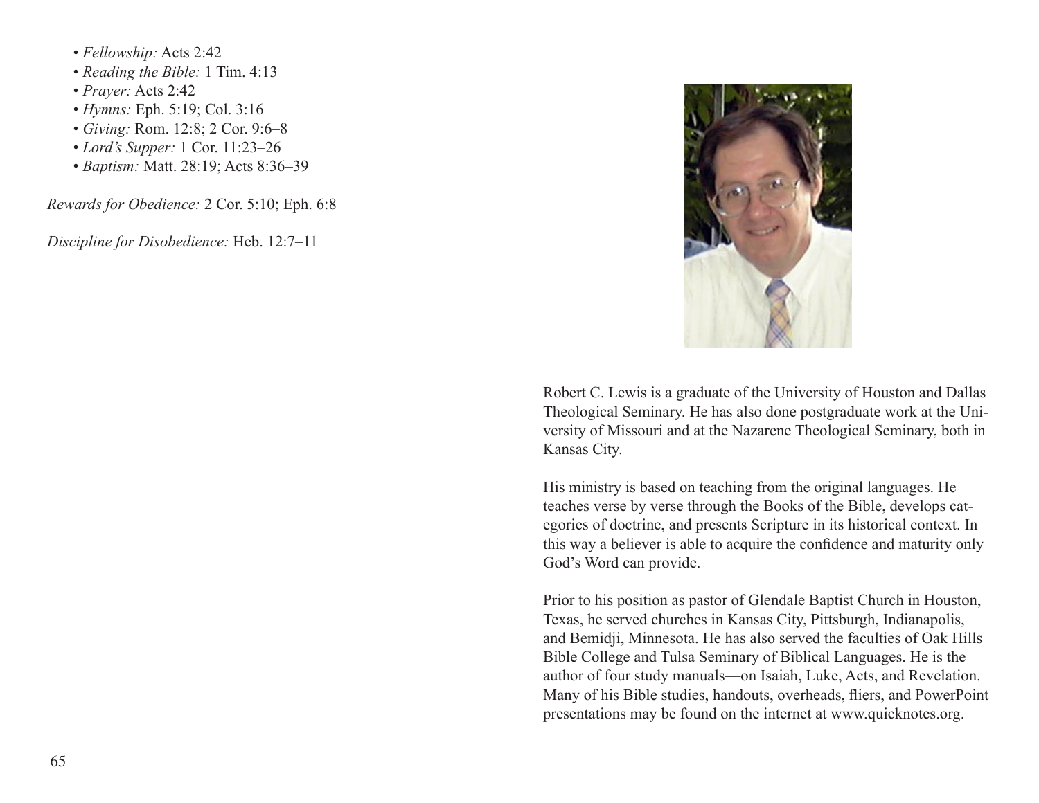- *Fellowship:* Acts 2:42
- *Reading the Bible:* 1 Tim. 4:13
- *Prayer:* Acts 2:42
- *Hymns:* Eph. 5:19; Col. 3:16
- *Giving:* Rom. 12:8; 2 Cor. 9:6–8
- *Lord's Supper:* 1 Cor. 11:23–26
- *Baptism:* Matt. 28:19; Acts 8:36–39

*Rewards for Obedience:* 2 Cor. 5:10; Eph. 6:8

*Discipline for Disobedience:* Heb. 12:7–11

Robert C. Lewis is a graduate of the University of Houston and Dallas Theological Seminary. He has also done postgraduate work at the University of Missouri and at the Nazarene Theological Seminary, both in Kansas City.

His ministry is based on teaching from the original languages. He teaches verse by verse through the Books of the Bible, develops categories of doctrine, and presents Scripture in its historical context. In this way a believer is able to acquire the confidence and maturity only God's Word can provide.

Prior to his position as pastor of Glendale Baptist Church in Houston, Texas, he served churches in Kansas City, Pittsburgh, Indianapolis, and Bemidji, Minnesota. He has also served the faculties of Oak Hills Bible College and Tulsa Seminary of Biblical Languages. He is the author of four study manuals—on Isaiah, Luke, Acts, and Revelation. Many of his Bible studies, handouts, overheads, fliers, and PowerPoint presentations may be found on the internet at www.quicknotes.org.